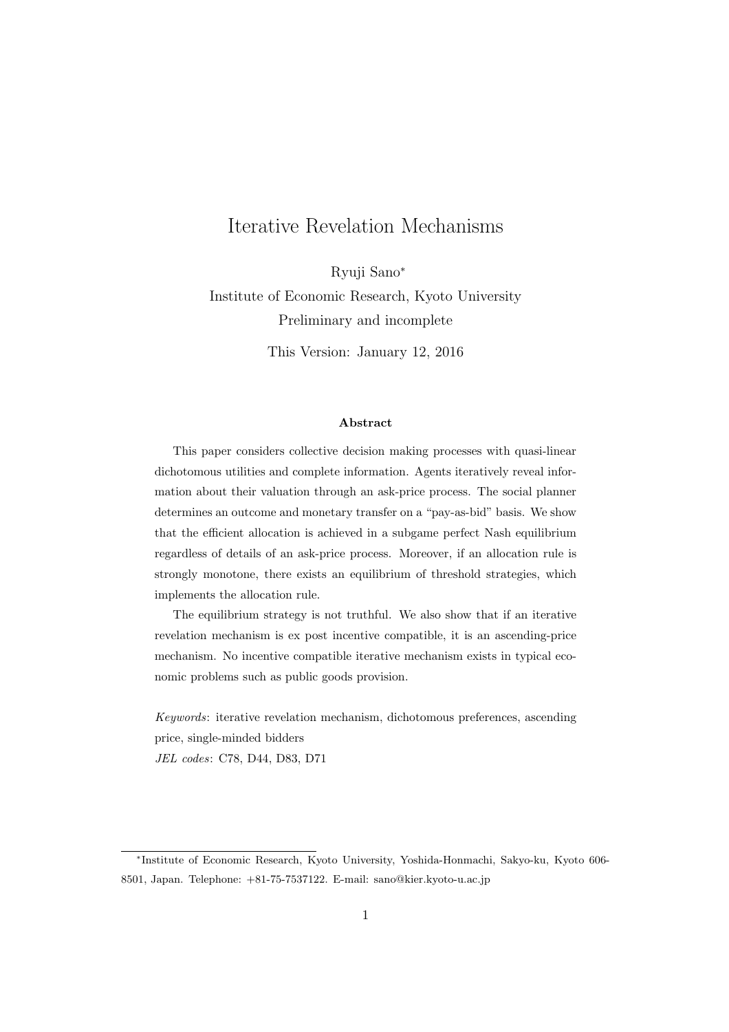# Iterative Revelation Mechanisms

Ryuji Sano[*]

Institute of Economic Research, Kyoto University

Preliminary and incomplete

This Version: January 12, 2016

### Abstract

This paper considers collective decision making processes with quasi-linear dichotomous utilities and complete information. Agents iteratively reveal information about their valuation through an ask-price process. The social planner determines an outcome and monetary transfer on a "pay-as-bid" basis. We show that the efficient allocation is achieved in a subgame perfect Nash equilibrium regardless of details of an ask-price process. Moreover, if an allocation rule is strongly monotone, there exists an equilibrium of threshold strategies, which implements the allocation rule.

The equilibrium strategy is not truthful. We also show that if an iterative revelation mechanism is ex post incentive compatible, it is an ascending-price mechanism. No incentive compatible iterative mechanism exists in typical economic problems such as public goods provision.

*Keywords*: iterative revelation mechanism, dichotomous preferences, ascending price, single-minded bidders

*JEL codes*: C78, D44, D83, D71

---

[*] Institute of Economic Research, Kyoto University, Yoshida-Honmachi, Sakyo-ku, Kyoto 606-8501, Japan. Telephone: +81-75-7537122. E-mail: sano@kier.kyoto-u.ac.jp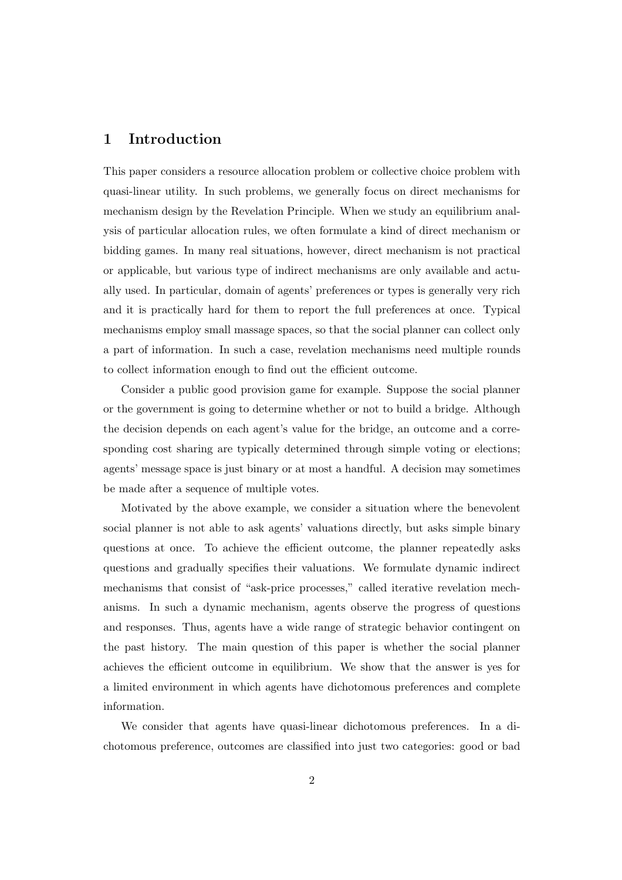## 1 Introduction

This paper considers a resource allocation problem or collective choice problem with quasi-linear utility. In such problems, we generally focus on direct mechanisms for mechanism design by the Revelation Principle. When we study an equilibrium analysis of particular allocation rules, we often formulate a kind of direct mechanism or bidding games. In many real situations, however, direct mechanism is not practical or applicable, but various type of indirect mechanisms are only available and actually used. In particular, domain of agents' preferences or types is generally very rich and it is practically hard for them to report the full preferences at once. Typical mechanisms employ small massage spaces, so that the social planner can collect only a part of information. In such a case, revelation mechanisms need multiple rounds to collect information enough to find out the efficient outcome.

Consider a public good provision game for example. Suppose the social planner or the government is going to determine whether or not to build a bridge. Although the decision depends on each agent's value for the bridge, an outcome and a corresponding cost sharing are typically determined through simple voting or elections; agents' message space is just binary or at most a handful. A decision may sometimes be made after a sequence of multiple votes.

Motivated by the above example, we consider a situation where the benevolent social planner is not able to ask agents' valuations directly, but asks simple binary questions at once. To achieve the efficient outcome, the planner repeatedly asks questions and gradually specifies their valuations. We formulate dynamic indirect mechanisms that consist of "ask-price processes," called iterative revelation mechanisms. In such a dynamic mechanism, agents observe the progress of questions and responses. Thus, agents have a wide range of strategic behavior contingent on the past history. The main question of this paper is whether the social planner achieves the efficient outcome in equilibrium. We show that the answer is yes for a limited environment in which agents have dichotomous preferences and complete information.

We consider that agents have quasi-linear dichotomous preferences. In a dichotomous preference, outcomes are classified into just two categories: good or bad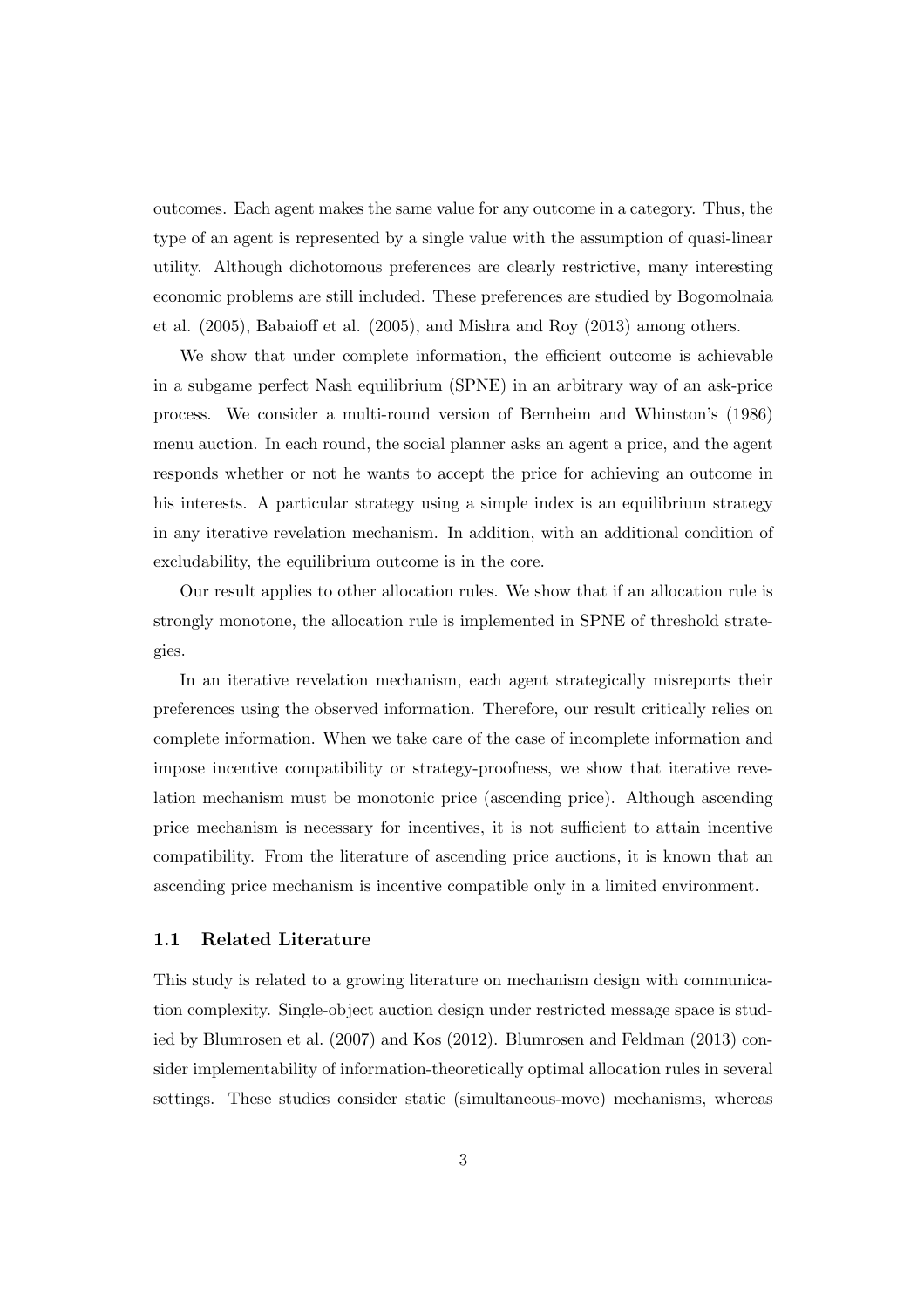outcomes. Each agent makes the same value for any outcome in a category. Thus, the type of an agent is represented by a single value with the assumption of quasi-linear utility. Although dichotomous preferences are clearly restrictive, many interesting economic problems are still included. These preferences are studied by Bogomolnaia et al. (2005), Babaioff et al. (2005), and Mishra and Roy (2013) among others.

We show that under complete information, the efficient outcome is achievable in a subgame perfect Nash equilibrium (SPNE) in an arbitrary way of an ask-price process. We consider a multi-round version of Bernheim and Whinston's (1986) menu auction. In each round, the social planner asks an agent a price, and the agent responds whether or not he wants to accept the price for achieving an outcome in his interests. A particular strategy using a simple index is an equilibrium strategy in any iterative revelation mechanism. In addition, with an additional condition of excludability, the equilibrium outcome is in the core.

Our result applies to other allocation rules. We show that if an allocation rule is strongly monotone, the allocation rule is implemented in SPNE of threshold strategies.

In an iterative revelation mechanism, each agent strategically misreports their preferences using the observed information. Therefore, our result critically relies on complete information. When we take care of the case of incomplete information and impose incentive compatibility or strategy-proofness, we show that iterative revelation mechanism must be monotonic price (ascending price). Although ascending price mechanism is necessary for incentives, it is not sufficient to attain incentive compatibility. From the literature of ascending price auctions, it is known that an ascending price mechanism is incentive compatible only in a limited environment.

### 1.1 Related Literature

This study is related to a growing literature on mechanism design with communication complexity. Single-object auction design under restricted message space is studied by Blumrosen et al. (2007) and Kos (2012). Blumrosen and Feldman (2013) consider implementability of information-theoretically optimal allocation rules in several settings. These studies consider static (simultaneous-move) mechanisms, whereas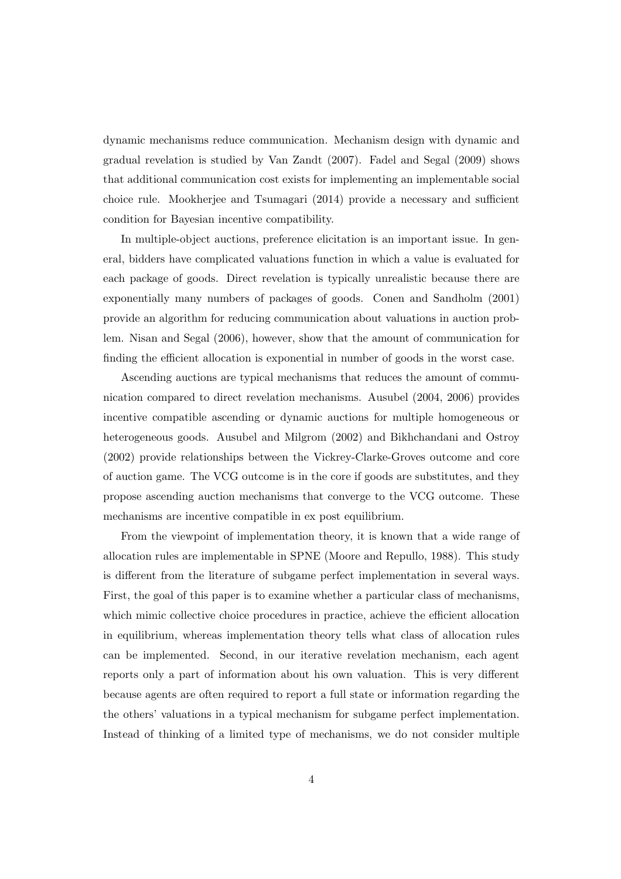dynamic mechanisms reduce communication. Mechanism design with dynamic and gradual revelation is studied by Van Zandt (2007). Fadel and Segal (2009) shows that additional communication cost exists for implementing an implementable social choice rule. Mookherjee and Tsumagari (2014) provide a necessary and sufficient condition for Bayesian incentive compatibility.

In multiple-object auctions, preference elicitation is an important issue. In general, bidders have complicated valuations function in which a value is evaluated for each package of goods. Direct revelation is typically unrealistic because there are exponentially many numbers of packages of goods. Conen and Sandholm (2001) provide an algorithm for reducing communication about valuations in auction problem. Nisan and Segal (2006), however, show that the amount of communication for finding the efficient allocation is exponential in number of goods in the worst case.

Ascending auctions are typical mechanisms that reduces the amount of communication compared to direct revelation mechanisms. Ausubel (2004, 2006) provides incentive compatible ascending or dynamic auctions for multiple homogeneous or heterogeneous goods. Ausubel and Milgrom (2002) and Bikhchandani and Ostroy (2002) provide relationships between the Vickrey-Clarke-Groves outcome and core of auction game. The VCG outcome is in the core if goods are substitutes, and they propose ascending auction mechanisms that converge to the VCG outcome. These mechanisms are incentive compatible in ex post equilibrium.

From the viewpoint of implementation theory, it is known that a wide range of allocation rules are implementable in SPNE (Moore and Repullo, 1988). This study is different from the literature of subgame perfect implementation in several ways. First, the goal of this paper is to examine whether a particular class of mechanisms, which mimic collective choice procedures in practice, achieve the efficient allocation in equilibrium, whereas implementation theory tells what class of allocation rules can be implemented. Second, in our iterative revelation mechanism, each agent reports only a part of information about his own valuation. This is very different because agents are often required to report a full state or information regarding the the others' valuations in a typical mechanism for subgame perfect implementation. Instead of thinking of a limited type of mechanisms, we do not consider multiple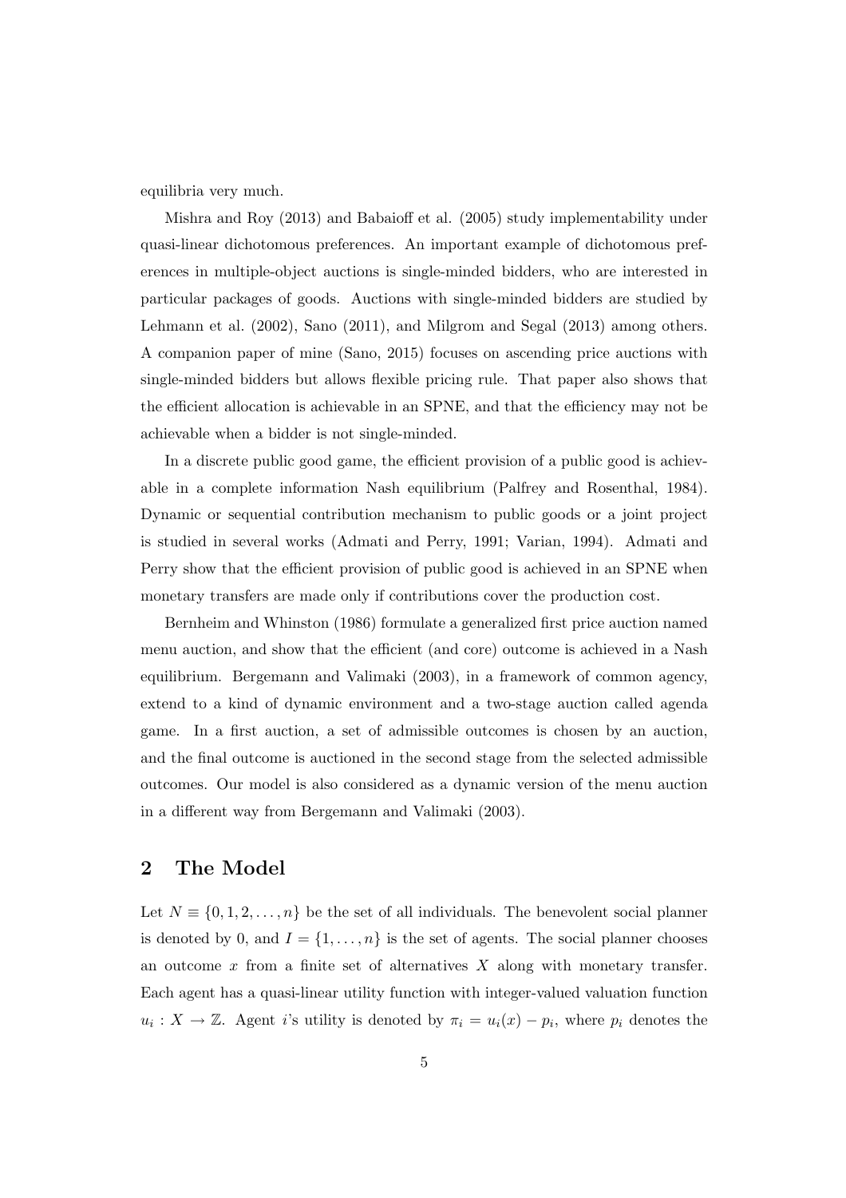equilibria very much.

Mishra and Roy (2013) and Babaioff et al. (2005) study implementability under quasi-linear dichotomous preferences. An important example of dichotomous preferences in multiple-object auctions is single-minded bidders, who are interested in particular packages of goods. Auctions with single-minded bidders are studied by Lehmann et al. (2002), Sano (2011), and Milgrom and Segal (2013) among others. A companion paper of mine (Sano, 2015) focuses on ascending price auctions with single-minded bidders but allows flexible pricing rule. That paper also shows that the efficient allocation is achievable in an SPNE, and that the efficiency may not be achievable when a bidder is not single-minded.

In a discrete public good game, the efficient provision of a public good is achievable in a complete information Nash equilibrium (Palfrey and Rosenthal, 1984). Dynamic or sequential contribution mechanism to public goods or a joint project is studied in several works (Admati and Perry, 1991; Varian, 1994). Admati and Perry show that the efficient provision of public good is achieved in an SPNE when monetary transfers are made only if contributions cover the production cost.

Bernheim and Whinston (1986) formulate a generalized first price auction named menu auction, and show that the efficient (and core) outcome is achieved in a Nash equilibrium. Bergemann and Valimaki (2003), in a framework of common agency, extend to a kind of dynamic environment and a two-stage auction called agenda game. In a first auction, a set of admissible outcomes is chosen by an auction, and the final outcome is auctioned in the second stage from the selected admissible outcomes. Our model is also considered as a dynamic version of the menu auction in a different way from Bergemann and Valimaki (2003).

## 2 The Model

Let $N \equiv \{0, 1, 2, \ldots, n\}$ be the set of all individuals. The benevolent social planner is denoted by 0, and $I = \{1, \ldots, n\}$ is the set of agents. The social planner chooses an outcome $x$ from a finite set of alternatives $X$ along with monetary transfer. Each agent has a quasi-linear utility function with integer-valued valuation function $u_i : X \to \mathbb{Z}$. Agent $i$'s utility is denoted by $\pi_i = u_i(x) - p_i$, where $p_i$ denotes the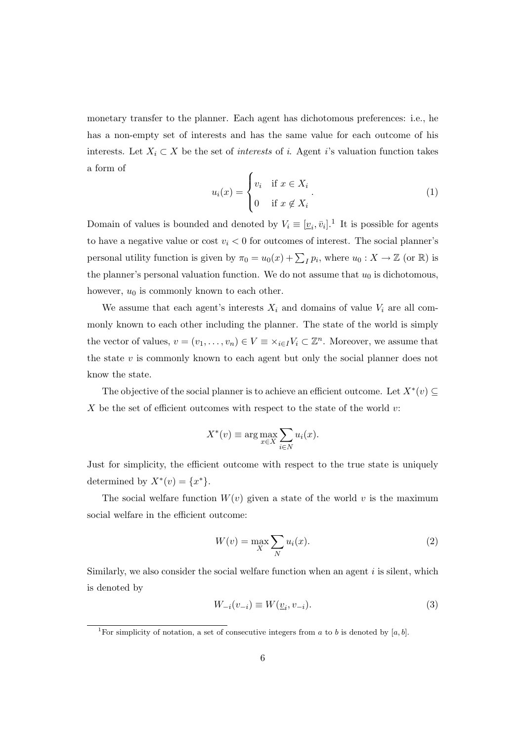monetary transfer to the planner. Each agent has dichotomous preferences: i.e., he has a non-empty set of interests and has the same value for each outcome of his interests. Let $X_i \subset X$ be the set of *interests* of $i$. Agent $i$'s valuation function takes a form of

$$u_i(x) = \begin{cases} v_i & \text{if } x \in X_i \\ 0 & \text{if } x \notin X_i \end{cases}. \tag{1}$$

Domain of values is bounded and denoted by $V_i \equiv [\underline{v}_i, \bar{v}_i]$.[1] It is possible for agents to have a negative value or cost $v_i < 0$ for outcomes of interest. The social planner's personal utility function is given by $\pi_0 = u_0(x) + \sum_I p_i$, where $u_0 : X \to \mathbb{Z}$ (or $\mathbb{R}$) is the planner's personal valuation function. We do not assume that $u_0$ is dichotomous, however, $u_0$ is commonly known to each other.

We assume that each agent's interests $X_i$ and domains of value $V_i$ are all commonly known to each other including the planner. The state of the world is simply the vector of values, $v = (v_1, \ldots, v_n) \in V \equiv \times_{i \in I} V_i \subset \mathbb{Z}^n$. Moreover, we assume that the state $v$ is commonly known to each agent but only the social planner does not know the state.

The objective of the social planner is to achieve an efficient outcome. Let $X^*(v) \subseteq X$ be the set of efficient outcomes with respect to the state of the world $v$:

$$X^*(v) \equiv \arg\max_{x \in X} \sum_{i \in N} u_i(x).$$

Just for simplicity, the efficient outcome with respect to the true state is uniquely determined by $X^*(v) = \{x^*\}$.

The social welfare function $W(v)$ given a state of the world $v$ is the maximum social welfare in the efficient outcome:

$$W(v) = \max_X \sum_N u_i(x). \tag{2}$$

Similarly, we also consider the social welfare function when an agent $i$ is silent, which is denoted by

$$W_{-i}(v_{-i}) \equiv W(\underline{v}_i, v_{-i}). \tag{3}$$

[1] For simplicity of notation, a set of consecutive integers from $a$ to $b$ is denoted by $[a, b]$.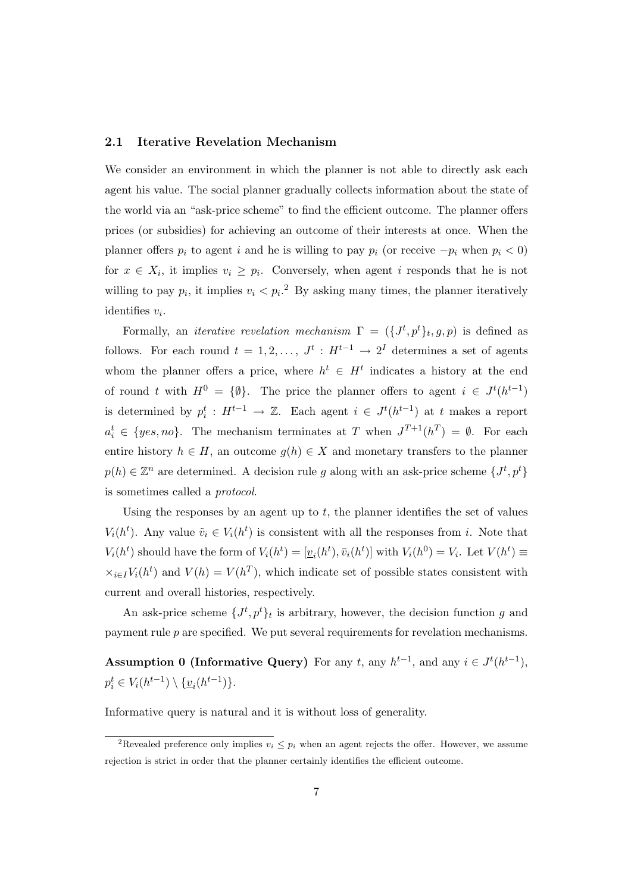### 2.1 Iterative Revelation Mechanism

We consider an environment in which the planner is not able to directly ask each agent his value. The social planner gradually collects information about the state of the world via an "ask-price scheme" to find the efficient outcome. The planner offers prices (or subsidies) for achieving an outcome of their interests at once. When the planner offers $p_i$ to agent $i$ and he is willing to pay $p_i$ (or receive $-p_i$ when $p_i < 0$) for $x \in X_i$, it implies $v_i \geq p_i$. Conversely, when agent $i$ responds that he is not willing to pay $p_i$, it implies $v_i < p_i$.[2] By asking many times, the planner iteratively identifies $v_i$.

Formally, an *iterative revelation mechanism* $\Gamma = (\{J^t, p^t\}_t, g, p)$ is defined as follows. For each round $t = 1, 2, \ldots,$ $J^t : H^{t-1} \to 2^I$ determines a set of agents whom the planner offers a price, where $h^t \in H^t$ indicates a history at the end of round $t$ with $H^0 = \{\emptyset\}$. The price the planner offers to agent $i \in J^t(h^{t-1})$ is determined by $p_i^t : H^{t-1} \to \mathbb{Z}$. Each agent $i \in J^t(h^{t-1})$ at $t$ makes a report $a_i^t \in \{yes, no\}$. The mechanism terminates at $T$ when $J^{T+1}(h^T) = \emptyset$. For each entire history $h \in H$, an outcome $g(h) \in X$ and monetary transfers to the planner $p(h) \in \mathbb{Z}^n$ are determined. A decision rule $g$ along with an ask-price scheme $\{J^t, p^t\}$ is sometimes called a *protocol*.

Using the responses by an agent up to $t$, the planner identifies the set of values $V_i(h^t)$. Any value $\tilde{v}_i \in V_i(h^t)$ is consistent with all the responses from $i$. Note that $V_i(h^t)$ should have the form of $V_i(h^t) = [\underline{v}_i(h^t), \bar{v}_i(h^t)]$ with $V_i(h^0) = V_i$. Let $V(h^t) \equiv \times_{i \in I} V_i(h^t)$ and $V(h) = V(h^T)$, which indicate set of possible states consistent with current and overall histories, respectively.

An ask-price scheme $\{J^t, p^t\}_t$ is arbitrary, however, the decision function $g$ and payment rule $p$ are specified. We put several requirements for revelation mechanisms.

**Assumption 0 (Informative Query)** For any $t$, any $h^{t-1}$, and any $i \in J^t(h^{t-1})$, $p_i^t \in V_i(h^{t-1}) \setminus \{\underline{v}_i(h^{t-1})\}$.

Informative query is natural and it is without loss of generality.

[2] Revealed preference only implies $v_i \leq p_i$ when an agent rejects the offer. However, we assume rejection is strict in order that the planner certainly identifies the efficient outcome.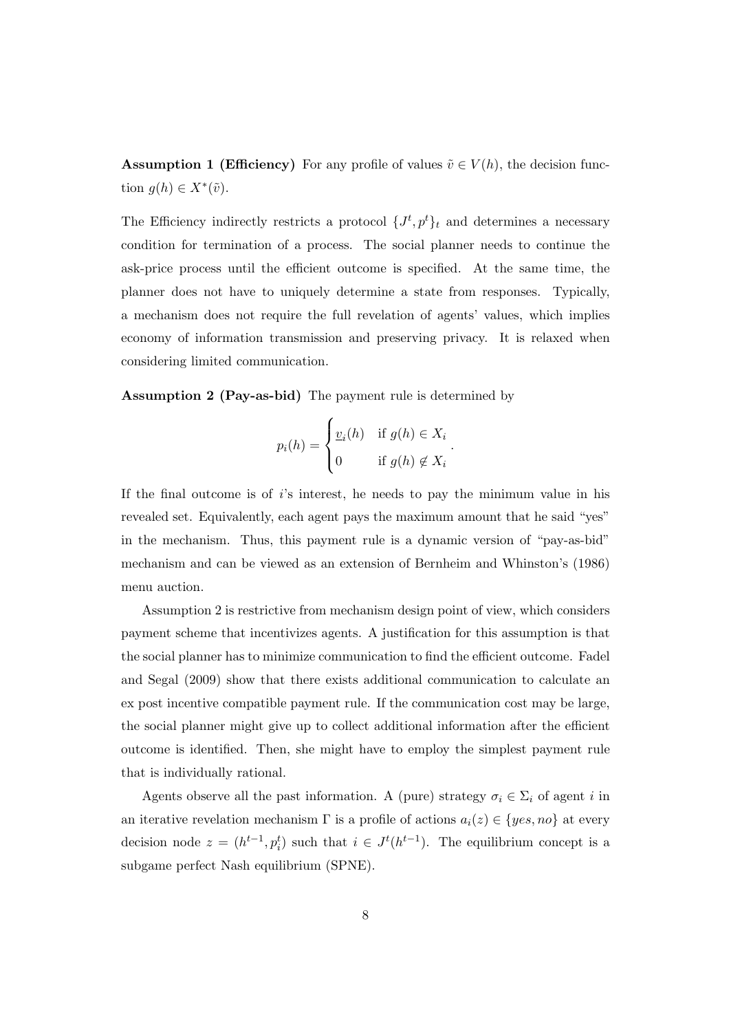**Assumption 1 (Efficiency)** For any profile of values $\tilde{v} \in V(h)$, the decision function $g(h) \in X^*(\tilde{v})$.

The Efficiency indirectly restricts a protocol $\{J^t, p^t\}_t$ and determines a necessary condition for termination of a process. The social planner needs to continue the ask-price process until the efficient outcome is specified. At the same time, the planner does not have to uniquely determine a state from responses. Typically, a mechanism does not require the full revelation of agents' values, which implies economy of information transmission and preserving privacy. It is relaxed when considering limited communication.

**Assumption 2 (Pay-as-bid)** The payment rule is determined by

$$p_i(h) = \begin{cases} \underline{v}_i(h) & \text{if } g(h) \in X_i \\ 0 & \text{if } g(h) \notin X_i \end{cases}.$$

If the final outcome is of $i$'s interest, he needs to pay the minimum value in his revealed set. Equivalently, each agent pays the maximum amount that he said "yes" in the mechanism. Thus, this payment rule is a dynamic version of "pay-as-bid" mechanism and can be viewed as an extension of Bernheim and Whinston's (1986) menu auction.

Assumption 2 is restrictive from mechanism design point of view, which considers payment scheme that incentivizes agents. A justification for this assumption is that the social planner has to minimize communication to find the efficient outcome. Fadel and Segal (2009) show that there exists additional communication to calculate an ex post incentive compatible payment rule. If the communication cost may be large, the social planner might give up to collect additional information after the efficient outcome is identified. Then, she might have to employ the simplest payment rule that is individually rational.

Agents observe all the past information. A (pure) strategy $\sigma_i \in \Sigma_i$ of agent $i$ in an iterative revelation mechanism $\Gamma$ is a profile of actions $a_i(z) \in \{yes, no\}$ at every decision node $z = (h^{t-1}, p_i^t)$ such that $i \in J^t(h^{t-1})$. The equilibrium concept is a subgame perfect Nash equilibrium (SPNE).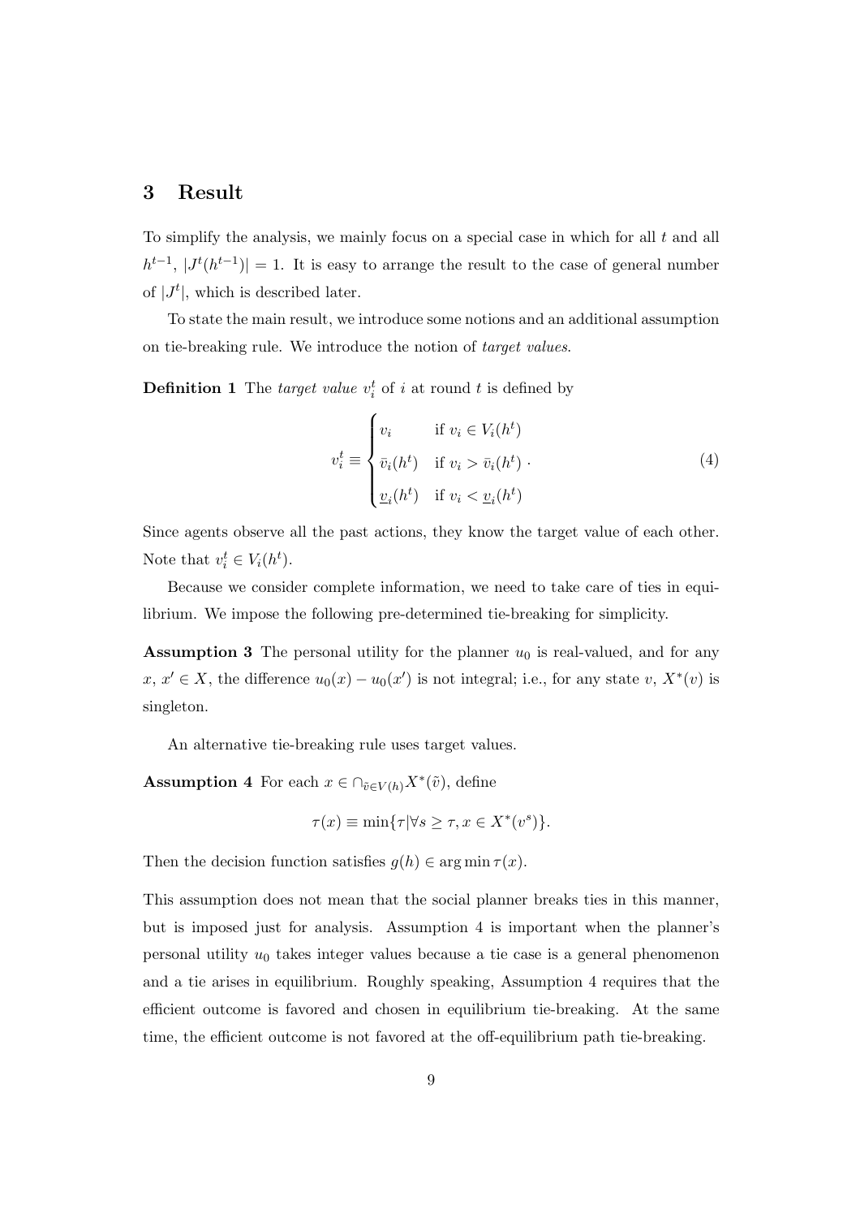## 3 Result

To simplify the analysis, we mainly focus on a special case in which for all $t$ and all $h^{t-1}$, $|J^t(h^{t-1})| = 1$. It is easy to arrange the result to the case of general number of $|J^t|$, which is described later.

To state the main result, we introduce some notions and an additional assumption on tie-breaking rule. We introduce the notion of *target values*.

**Definition 1** The *target value* $v_i^t$ of $i$ at round $t$ is defined by

$$v_i^t \equiv \begin{cases} v_i & \text{if } v_i \in V_i(h^t) \\ \bar{v}_i(h^t) & \text{if } v_i > \bar{v}_i(h^t) \\ \underline{v}_i(h^t) & \text{if } v_i < \underline{v}_i(h^t) \end{cases}. \tag{4}$$

Since agents observe all the past actions, they know the target value of each other. Note that $v_i^t \in V_i(h^t)$.

Because we consider complete information, we need to take care of ties in equilibrium. We impose the following pre-determined tie-breaking for simplicity.

**Assumption 3** The personal utility for the planner $u_0$ is real-valued, and for any $x$, $x' \in X$, the difference $u_0(x) - u_0(x')$ is not integral; i.e., for any state $v$, $X^*(v)$ is singleton.

An alternative tie-breaking rule uses target values.

**Assumption 4** For each $x \in \cap_{\tilde{v} \in V(h)} X^*(\tilde{v})$, define

$$\tau(x) \equiv \min\{\tau | \forall s \geq \tau, x \in X^*(v^s)\}.$$

Then the decision function satisfies $g(h) \in \arg\min \tau(x)$.

This assumption does not mean that the social planner breaks ties in this manner, but is imposed just for analysis. Assumption 4 is important when the planner's personal utility $u_0$ takes integer values because a tie case is a general phenomenon and a tie arises in equilibrium. Roughly speaking, Assumption 4 requires that the efficient outcome is favored and chosen in equilibrium tie-breaking. At the same time, the efficient outcome is not favored at the off-equilibrium path tie-breaking.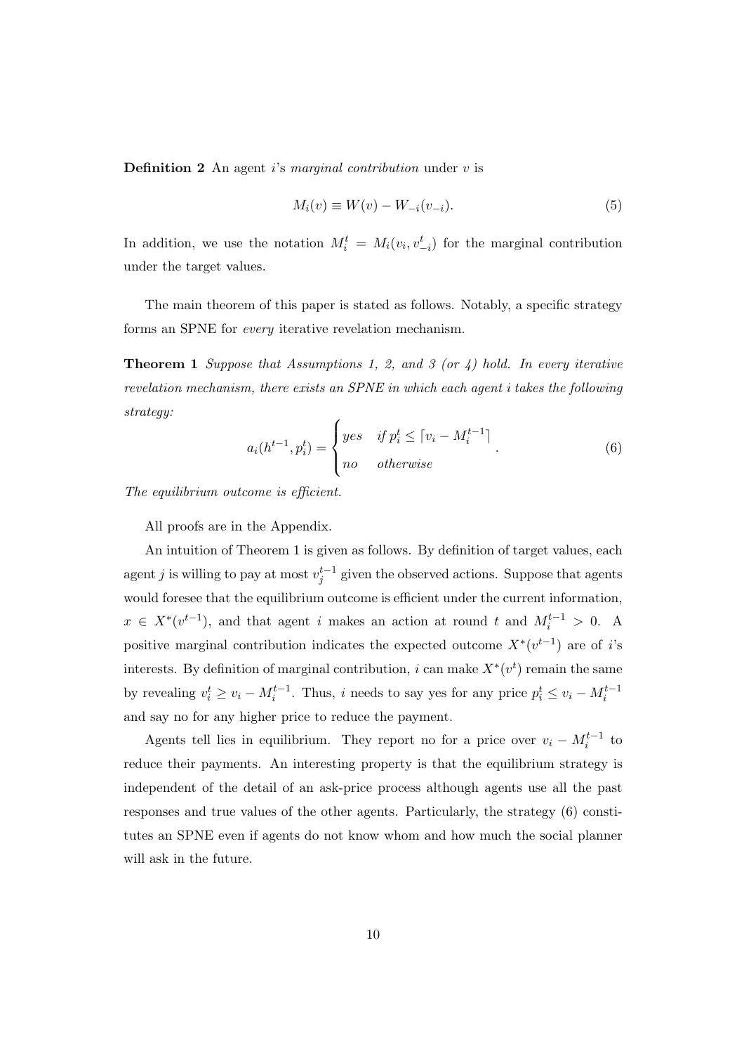**Definition 2** An agent $i$'s *marginal contribution* under $v$ is

$$M_i(v) \equiv W(v) - W_{-i}(v_{-i}). \tag{5}$$

In addition, we use the notation $M_i^t = M_i(v_i, v_{-i}^t)$ for the marginal contribution under the target values.

The main theorem of this paper is stated as follows. Notably, a specific strategy forms an SPNE for *every* iterative revelation mechanism.

**Theorem 1** *Suppose that Assumptions 1, 2, and 3 (or 4) hold. In every iterative revelation mechanism, there exists an SPNE in which each agent $i$ takes the following strategy:*

$$a_i(h^{t-1}, p_i^t) = \begin{cases} yes & \text{if } p_i^t \leq \lceil v_i - M_i^{t-1} \rceil \\ no & \text{otherwise} \end{cases}. \tag{6}$$

*The equilibrium outcome is efficient.*

All proofs are in the Appendix.

An intuition of Theorem 1 is given as follows. By definition of target values, each agent $j$ is willing to pay at most $v_j^{t-1}$ given the observed actions. Suppose that agents would foresee that the equilibrium outcome is efficient under the current information, $x \in X^*(v^{t-1})$, and that agent $i$ makes an action at round $t$ and $M_i^{t-1} > 0$. A positive marginal contribution indicates the expected outcome $X^*(v^{t-1})$ are of $i$'s interests. By definition of marginal contribution, $i$ can make $X^*(v^t)$ remain the same by revealing $v_i^t \geq v_i - M_i^{t-1}$. Thus, $i$ needs to say yes for any price $p_i^t \leq v_i - M_i^{t-1}$ and say no for any higher price to reduce the payment.

Agents tell lies in equilibrium. They report no for a price over $v_i - M_i^{t-1}$ to reduce their payments. An interesting property is that the equilibrium strategy is independent of the detail of an ask-price process although agents use all the past responses and true values of the other agents. Particularly, the strategy (6) constitutes an SPNE even if agents do not know whom and how much the social planner will ask in the future.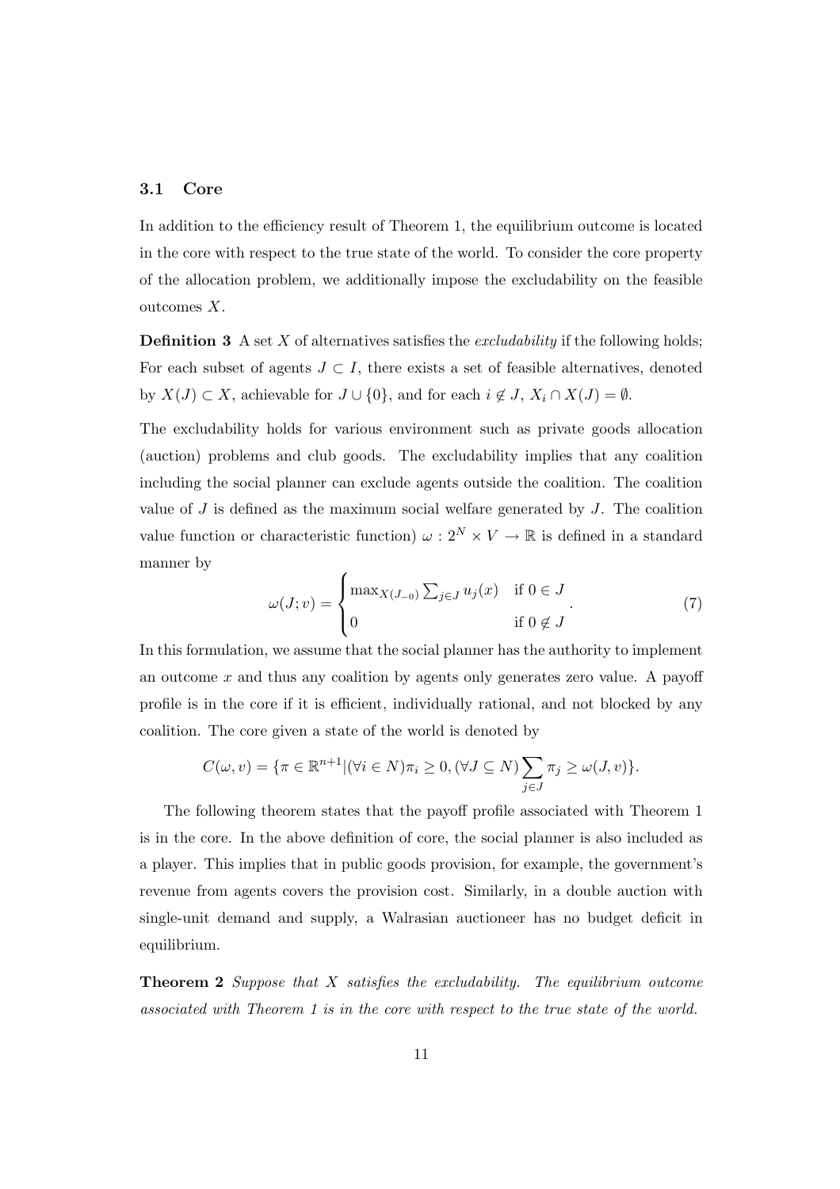### 3.1 Core

In addition to the efficiency result of Theorem 1, the equilibrium outcome is located in the core with respect to the true state of the world. To consider the core property of the allocation problem, we additionally impose the excludability on the feasible outcomes $X$.

**Definition 3** A set $X$ of alternatives satisfies the *excludability* if the following holds; For each subset of agents $J \subset I$, there exists a set of feasible alternatives, denoted by $X(J) \subset X$, achievable for $J \cup \{0\}$, and for each $i \notin J$, $X_i \cap X(J) = \emptyset$.

The excludability holds for various environment such as private goods allocation (auction) problems and club goods. The excludability implies that any coalition including the social planner can exclude agents outside the coalition. The coalition value of $J$ is defined as the maximum social welfare generated by $J$. The coalition value function or characteristic function) $\omega : 2^N \times V \to \mathbb{R}$ is defined in a standard manner by

$$\omega(J; v) = \begin{cases} \max_{X(J_{-0})} \sum_{j \in J} u_j(x) & \text{if } 0 \in J \\ 0 & \text{if } 0 \notin J \end{cases}. \tag{7}$$

In this formulation, we assume that the social planner has the authority to implement an outcome $x$ and thus any coalition by agents only generates zero value. A payoff profile is in the core if it is efficient, individually rational, and not blocked by any coalition. The core given a state of the world is denoted by

$$C(\omega, v) = \{\pi \in \mathbb{R}^{n+1} | (\forall i \in N) \pi_i \geq 0, (\forall J \subseteq N) \sum_{j \in J} \pi_j \geq \omega(J, v)\}.$$

The following theorem states that the payoff profile associated with Theorem 1 is in the core. In the above definition of core, the social planner is also included as a player. This implies that in public goods provision, for example, the government's revenue from agents covers the provision cost. Similarly, in a double auction with single-unit demand and supply, a Walrasian auctioneer has no budget deficit in equilibrium.

**Theorem 2** *Suppose that $X$ satisfies the excludability. The equilibrium outcome associated with Theorem 1 is in the core with respect to the true state of the world.*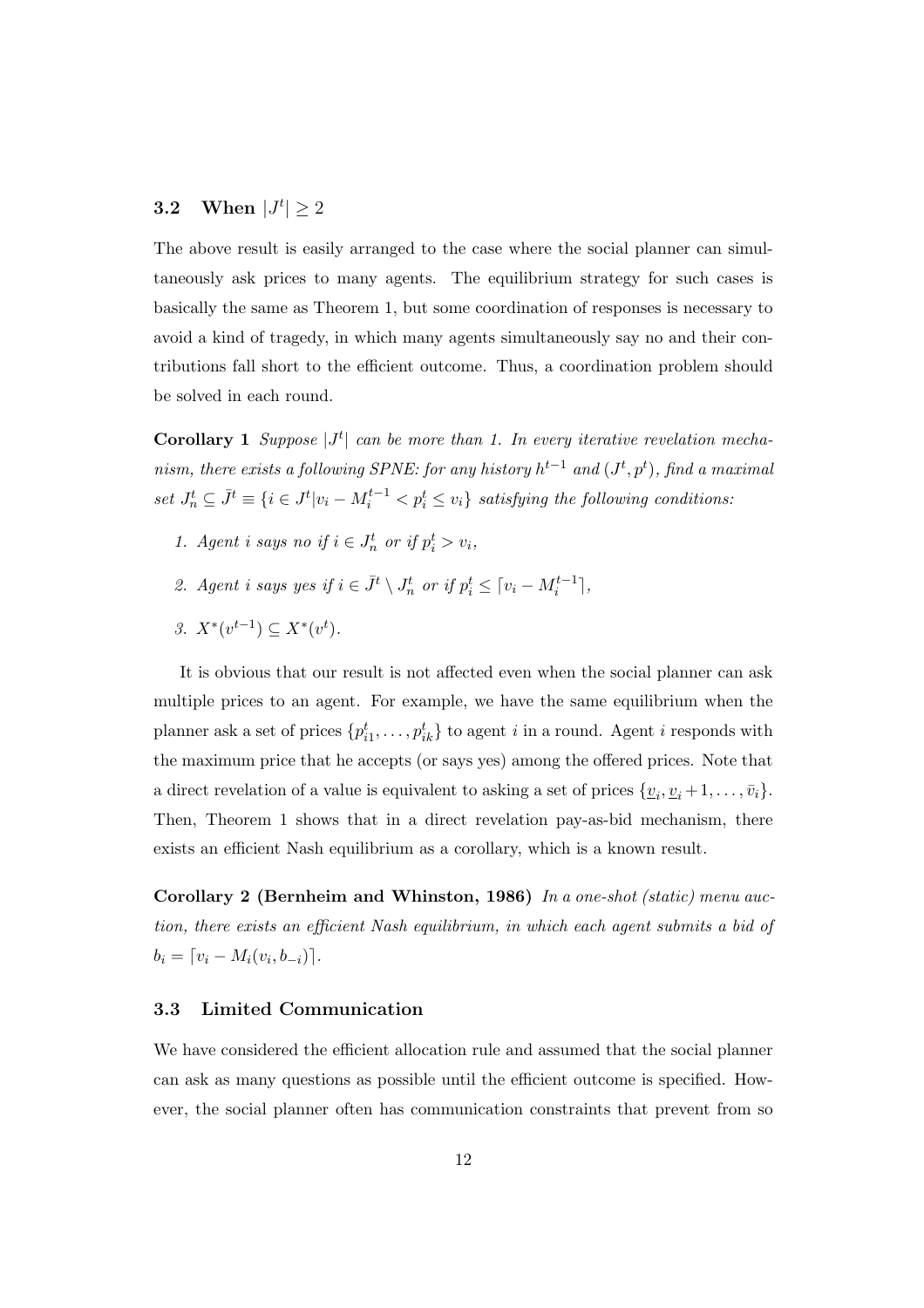### 3.2 When $|J^t| \geq 2$

The above result is easily arranged to the case where the social planner can simultaneously ask prices to many agents. The equilibrium strategy for such cases is basically the same as Theorem 1, but some coordination of responses is necessary to avoid a kind of tragedy, in which many agents simultaneously say no and their contributions fall short to the efficient outcome. Thus, a coordination problem should be solved in each round.

**Corollary 1** *Suppose $|J^t|$ can be more than 1. In every iterative revelation mechanism, there exists a following SPNE: for any history $h^{t-1}$ and $(J^t, p^t)$, find a maximal set $J^t_n \subseteq \bar{J}^t \equiv \{i \in J^t | v_i - M_i^{t-1} < p_i^t \leq v_i\}$ satisfying the following conditions:*

1. *Agent $i$ says no if $i \in J^t_n$ or if $p_i^t > v_i$,*
2. *Agent $i$ says yes if $i \in \bar{J}^t \setminus J^t_n$ or if $p_i^t \leq \lceil v_i - M_i^{t-1} \rceil$,*
3. *$X^*(v^{t-1}) \subseteq X^*(v^t)$.*

It is obvious that our result is not affected even when the social planner can ask multiple prices to an agent. For example, we have the same equilibrium when the planner ask a set of prices $\{p^t_{i1}, \ldots, p^t_{ik}\}$ to agent $i$ in a round. Agent $i$ responds with the maximum price that he accepts (or says yes) among the offered prices. Note that a direct revelation of a value is equivalent to asking a set of prices $\{\underline{v}_i, \underline{v}_i + 1, \ldots, \bar{v}_i\}$. Then, Theorem 1 shows that in a direct revelation pay-as-bid mechanism, there exists an efficient Nash equilibrium as a corollary, which is a known result.

**Corollary 2 (Bernheim and Whinston, 1986)** *In a one-shot (static) menu auction, there exists an efficient Nash equilibrium, in which each agent submits a bid of $b_i = \lceil v_i - M_i(v_i, b_{-i}) \rceil$.*

### 3.3 Limited Communication

We have considered the efficient allocation rule and assumed that the social planner can ask as many questions as possible until the efficient outcome is specified. However, the social planner often has communication constraints that prevent from so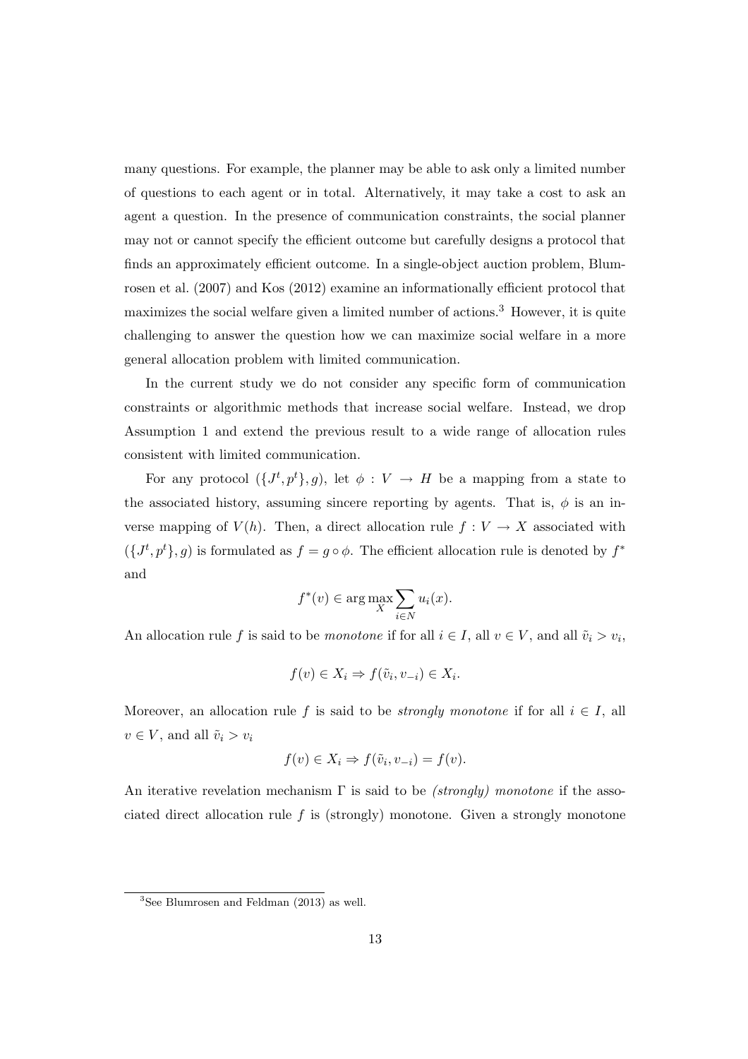many questions. For example, the planner may be able to ask only a limited number of questions to each agent or in total. Alternatively, it may take a cost to ask an agent a question. In the presence of communication constraints, the social planner may not or cannot specify the efficient outcome but carefully designs a protocol that finds an approximately efficient outcome. In a single-object auction problem, Blumrosen et al. (2007) and Kos (2012) examine an informationally efficient protocol that maximizes the social welfare given a limited number of actions.[3] However, it is quite challenging to answer the question how we can maximize social welfare in a more general allocation problem with limited communication.

In the current study we do not consider any specific form of communication constraints or algorithmic methods that increase social welfare. Instead, we drop Assumption 1 and extend the previous result to a wide range of allocation rules consistent with limited communication.

For any protocol $(\{J^t, p^t\}, g)$, let $\phi : V \to H$ be a mapping from a state to the associated history, assuming sincere reporting by agents. That is, $\phi$ is an inverse mapping of $V(h)$. Then, a direct allocation rule $f : V \to X$ associated with $(\{J^t, p^t\}, g)$ is formulated as $f = g \circ \phi$. The efficient allocation rule is denoted by $f^*$ and

$$f^*(v) \in \arg\max_{X} \sum_{i \in N} u_i(x).$$

An allocation rule $f$ is said to be *monotone* if for all $i \in I$, all $v \in V$, and all $\tilde{v}_i > v_i$,

$$f(v) \in X_i \Rightarrow f(\tilde{v}_i, v_{-i}) \in X_i.$$

Moreover, an allocation rule $f$ is said to be *strongly monotone* if for all $i \in I$, all $v \in V$, and all $\tilde{v}_i > v_i$

$$f(v) \in X_i \Rightarrow f(\tilde{v}_i, v_{-i}) = f(v).$$

An iterative revelation mechanism $\Gamma$ is said to be *(strongly) monotone* if the associated direct allocation rule $f$ is (strongly) monotone. Given a strongly monotone

[3] See Blumrosen and Feldman (2013) as well.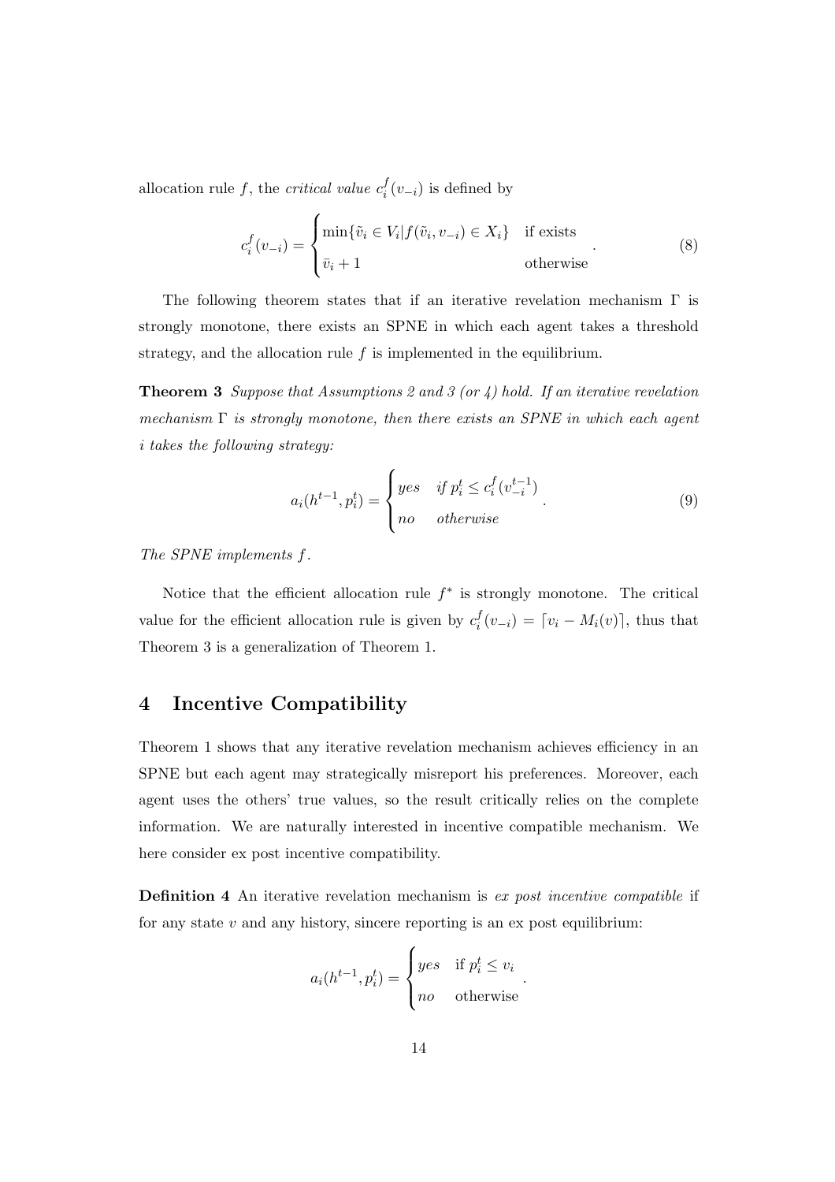allocation rule $f$, the *critical value* $c_i^f(v_{-i})$ is defined by

$$c_i^f(v_{-i}) = \begin{cases} \min\{\tilde{v}_i \in V_i | f(\tilde{v}_i, v_{-i}) \in X_i\} & \text{if exists} \\ \bar{v}_i + 1 & \text{otherwise} \end{cases}. \tag{8}$$

The following theorem states that if an iterative revelation mechanism $\Gamma$ is strongly monotone, there exists an SPNE in which each agent takes a threshold strategy, and the allocation rule $f$ is implemented in the equilibrium.

**Theorem 3** *Suppose that Assumptions 2 and 3 (or 4) hold. If an iterative revelation mechanism $\Gamma$ is strongly monotone, then there exists an SPNE in which each agent $i$ takes the following strategy:*

$$a_i(h^{t-1}, p_i^t) = \begin{cases} yes & \text{if } p_i^t \leq c_i^f(v_{-i}^{t-1}) \\ no & \text{otherwise} \end{cases}. \tag{9}$$

*The SPNE implements $f$.*

Notice that the efficient allocation rule $f^*$ is strongly monotone. The critical value for the efficient allocation rule is given by $c_i^f(v_{-i}) = \lceil v_i - M_i(v) \rceil$, thus that Theorem 3 is a generalization of Theorem 1.

## 4 Incentive Compatibility

Theorem 1 shows that any iterative revelation mechanism achieves efficiency in an SPNE but each agent may strategically misreport his preferences. Moreover, each agent uses the others' true values, so the result critically relies on the complete information. We are naturally interested in incentive compatible mechanism. We here consider ex post incentive compatibility.

**Definition 4** An iterative revelation mechanism is *ex post incentive compatible* if for any state $v$ and any history, sincere reporting is an ex post equilibrium:

$$a_i(h^{t-1}, p_i^t) = \begin{cases} yes & \text{if } p_i^t \leq v_i \\ no & \text{otherwise} \end{cases}.$$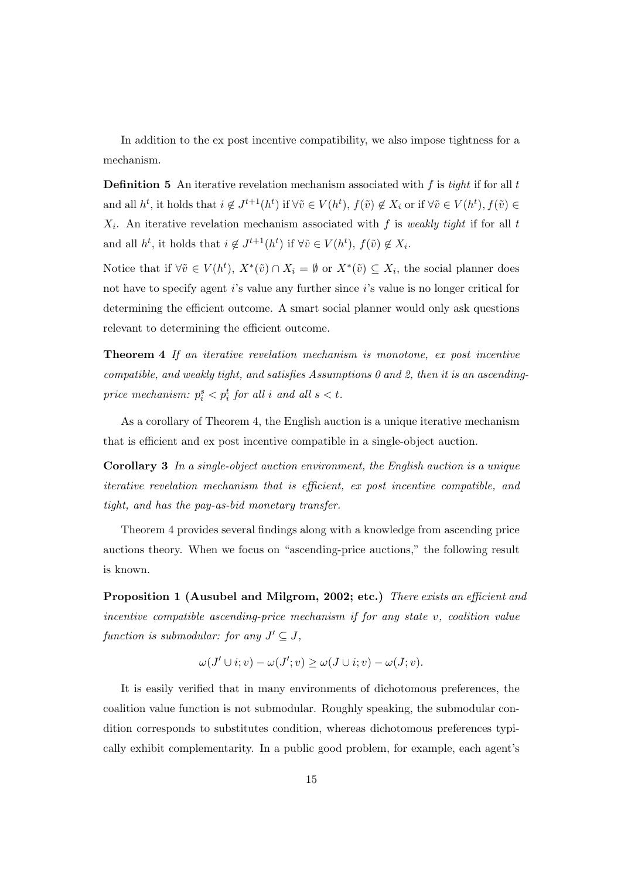In addition to the ex post incentive compatibility, we also impose tightness for a mechanism.

**Definition 5** An iterative revelation mechanism associated with $f$ is *tight* if for all $t$ and all $h^t$, it holds that $i \notin J^{t+1}(h^t)$ if $\forall \tilde{v} \in V(h^t)$, $f(\tilde{v}) \notin X_i$ or if $\forall \tilde{v} \in V(h^t), f(\tilde{v}) \in X_i$. An iterative revelation mechanism associated with $f$ is *weakly tight* if for all $t$ and all $h^t$, it holds that $i \notin J^{t+1}(h^t)$ if $\forall \tilde{v} \in V(h^t)$, $f(\tilde{v}) \notin X_i$.

Notice that if $\forall \tilde{v} \in V(h^t)$, $X^*(\tilde{v}) \cap X_i = \emptyset$ or $X^*(\tilde{v}) \subseteq X_i$, the social planner does not have to specify agent $i$'s value any further since $i$'s value is no longer critical for determining the efficient outcome. A smart social planner would only ask questions relevant to determining the efficient outcome.

**Theorem 4** *If an iterative revelation mechanism is monotone, ex post incentive compatible, and weakly tight, and satisfies Assumptions 0 and 2, then it is an ascending-price mechanism: $p_i^s < p_i^t$ for all $i$ and all $s < t$.*

As a corollary of Theorem 4, the English auction is a unique iterative mechanism that is efficient and ex post incentive compatible in a single-object auction.

**Corollary 3** *In a single-object auction environment, the English auction is a unique iterative revelation mechanism that is efficient, ex post incentive compatible, and tight, and has the pay-as-bid monetary transfer.*

Theorem 4 provides several findings along with a knowledge from ascending price auctions theory. When we focus on "ascending-price auctions," the following result is known.

**Proposition 1 (Ausubel and Milgrom, 2002; etc.)** *There exists an efficient and incentive compatible ascending-price mechanism if for any state $v$, coalition value function is submodular: for any $J' \subseteq J$,*

$$\omega(J' \cup i; v) - \omega(J'; v) \geq \omega(J \cup i; v) - \omega(J; v).$$

It is easily verified that in many environments of dichotomous preferences, the coalition value function is not submodular. Roughly speaking, the submodular condition corresponds to substitutes condition, whereas dichotomous preferences typically exhibit complementarity. In a public good problem, for example, each agent's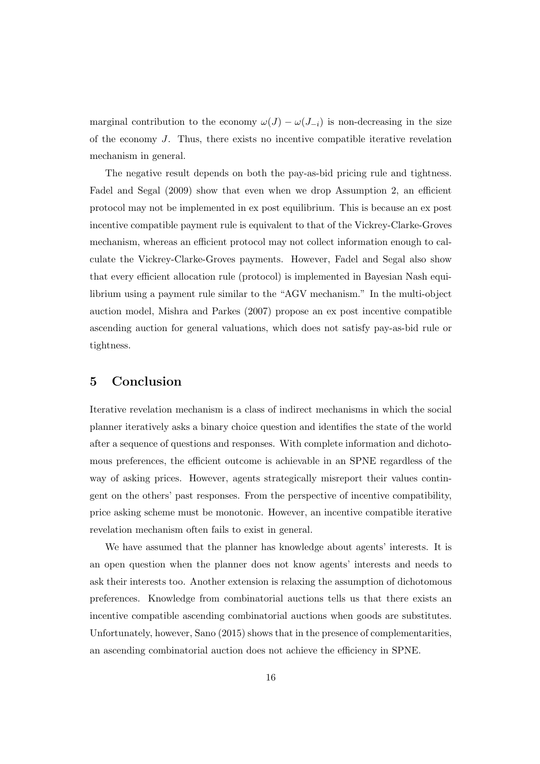marginal contribution to the economy $\omega(J) - \omega(J_{-i})$ is non-decreasing in the size of the economy $J$. Thus, there exists no incentive compatible iterative revelation mechanism in general.

The negative result depends on both the pay-as-bid pricing rule and tightness. Fadel and Segal (2009) show that even when we drop Assumption 2, an efficient protocol may not be implemented in ex post equilibrium. This is because an ex post incentive compatible payment rule is equivalent to that of the Vickrey-Clarke-Groves mechanism, whereas an efficient protocol may not collect information enough to calculate the Vickrey-Clarke-Groves payments. However, Fadel and Segal also show that every efficient allocation rule (protocol) is implemented in Bayesian Nash equilibrium using a payment rule similar to the "AGV mechanism." In the multi-object auction model, Mishra and Parkes (2007) propose an ex post incentive compatible ascending auction for general valuations, which does not satisfy pay-as-bid rule or tightness.

# 5 Conclusion

Iterative revelation mechanism is a class of indirect mechanisms in which the social planner iteratively asks a binary choice question and identifies the state of the world after a sequence of questions and responses. With complete information and dichotomous preferences, the efficient outcome is achievable in an SPNE regardless of the way of asking prices. However, agents strategically misreport their values contingent on the others' past responses. From the perspective of incentive compatibility, price asking scheme must be monotonic. However, an incentive compatible iterative revelation mechanism often fails to exist in general.

We have assumed that the planner has knowledge about agents' interests. It is an open question when the planner does not know agents' interests and needs to ask their interests too. Another extension is relaxing the assumption of dichotomous preferences. Knowledge from combinatorial auctions tells us that there exists an incentive compatible ascending combinatorial auctions when goods are substitutes. Unfortunately, however, Sano (2015) shows that in the presence of complementarities, an ascending combinatorial auction does not achieve the efficiency in SPNE.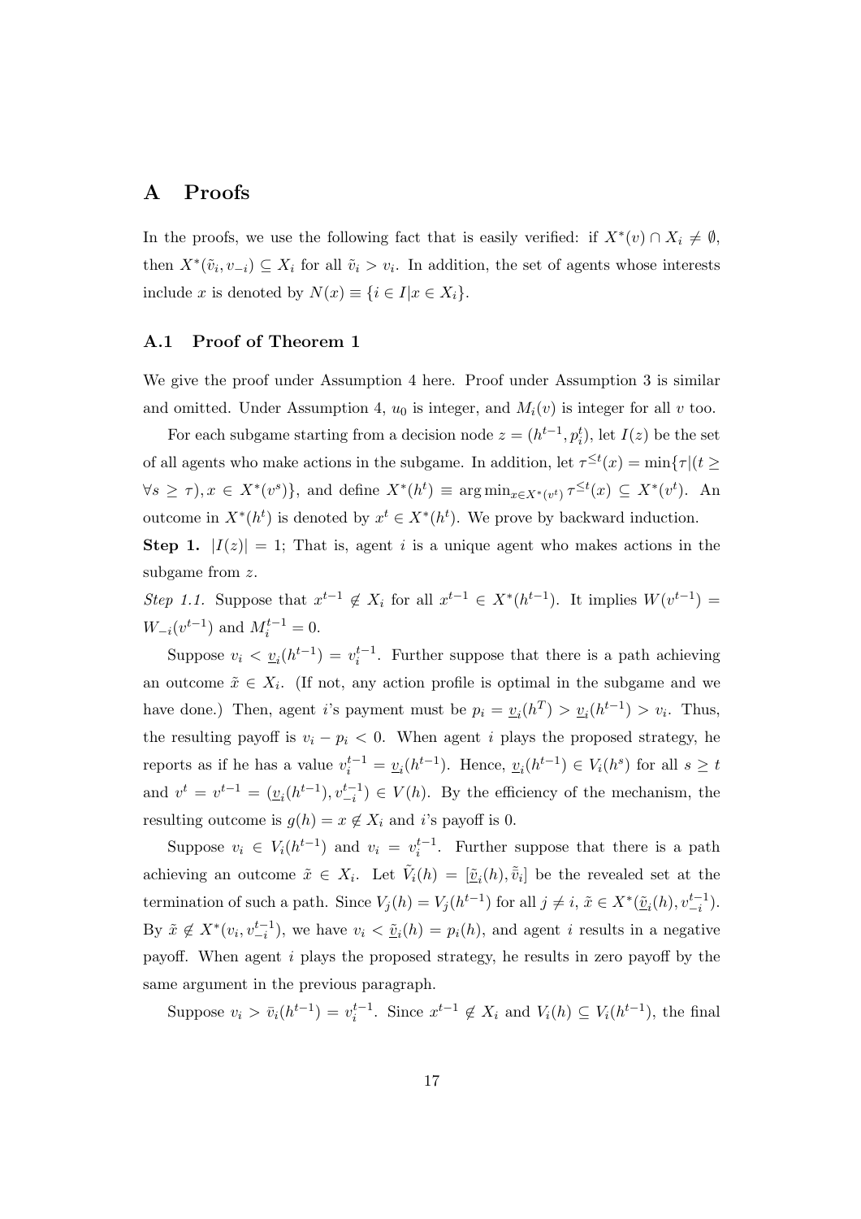# A Proofs

In the proofs, we use the following fact that is easily verified: if $X^*(v) \cap X_i \neq \emptyset$, then $X^*(\tilde{v}_i, v_{-i}) \subseteq X_i$ for all $\tilde{v}_i > v_i$. In addition, the set of agents whose interests include $x$ is denoted by $N(x) \equiv \{i \in I | x \in X_i\}$.

## A.1 Proof of Theorem 1

We give the proof under Assumption 4 here. Proof under Assumption 3 is similar and omitted. Under Assumption 4, $u_0$ is integer, and $M_i(v)$ is integer for all $v$ too.

For each subgame starting from a decision node $z = (h^{t-1}, p_i^t)$, let $I(z)$ be the set of all agents who make actions in the subgame. In addition, let $\tau^{\leq t}(x) = \min\{\tau | (t \geq \forall s \geq \tau), x \in X^*(v^s)\}$, and define $X^*(h^t) \equiv \arg\min_{x \in X^*(v^t)} \tau^{\leq t}(x) \subseteq X^*(v^t)$. An outcome in $X^*(h^t)$ is denoted by $x^t \in X^*(h^t)$. We prove by backward induction.

**Step 1.** $|I(z)| = 1$; That is, agent $i$ is a unique agent who makes actions in the subgame from $z$.

*Step 1.1.* Suppose that $x^{t-1} \notin X_i$ for all $x^{t-1} \in X^*(h^{t-1})$. It implies $W(v^{t-1}) = W_{-i}(v^{t-1})$ and $M_i^{t-1} = 0$.

Suppose $v_i < \underline{v}_i(h^{t-1}) = v_i^{t-1}$. Further suppose that there is a path achieving an outcome $\tilde{x} \in X_i$. (If not, any action profile is optimal in the subgame and we have done.) Then, agent $i$'s payment must be $p_i = \underline{v}_i(h^T) > \underline{v}_i(h^{t-1}) > v_i$. Thus, the resulting payoff is $v_i - p_i < 0$. When agent $i$ plays the proposed strategy, he reports as if he has a value $v_i^{t-1} = \underline{v}_i(h^{t-1})$. Hence, $\underline{v}_i(h^{t-1}) \in V_i(h^s)$ for all $s \geq t$ and $v^t = v^{t-1} = (\underline{v}_i(h^{t-1}), v_{-i}^{t-1}) \in V(h)$. By the efficiency of the mechanism, the resulting outcome is $g(h) = x \notin X_i$ and $i$'s payoff is 0.

Suppose $v_i \in V_i(h^{t-1})$ and $v_i = v_i^{t-1}$. Further suppose that there is a path achieving an outcome $\tilde{x} \in X_i$. Let $\tilde{V}_i(h) = [\underline{\tilde{v}}_i(h), \bar{\tilde{v}}_i]$ be the revealed set at the termination of such a path. Since $V_j(h) = V_j(h^{t-1})$ for all $j \neq i$, $\tilde{x} \in X^*(\underline{\tilde{v}}_i(h), v_{-i}^{t-1})$. By $\tilde{x} \notin X^*(v_i, v_{-i}^{t-1})$, we have $v_i < \underline{\tilde{v}}_i(h) = p_i(h)$, and agent $i$ results in a negative payoff. When agent $i$ plays the proposed strategy, he results in zero payoff by the same argument in the previous paragraph.

Suppose $v_i > \bar{v}_i(h^{t-1}) = v_i^{t-1}$. Since $x^{t-1} \notin X_i$ and $V_i(h) \subseteq V_i(h^{t-1})$, the final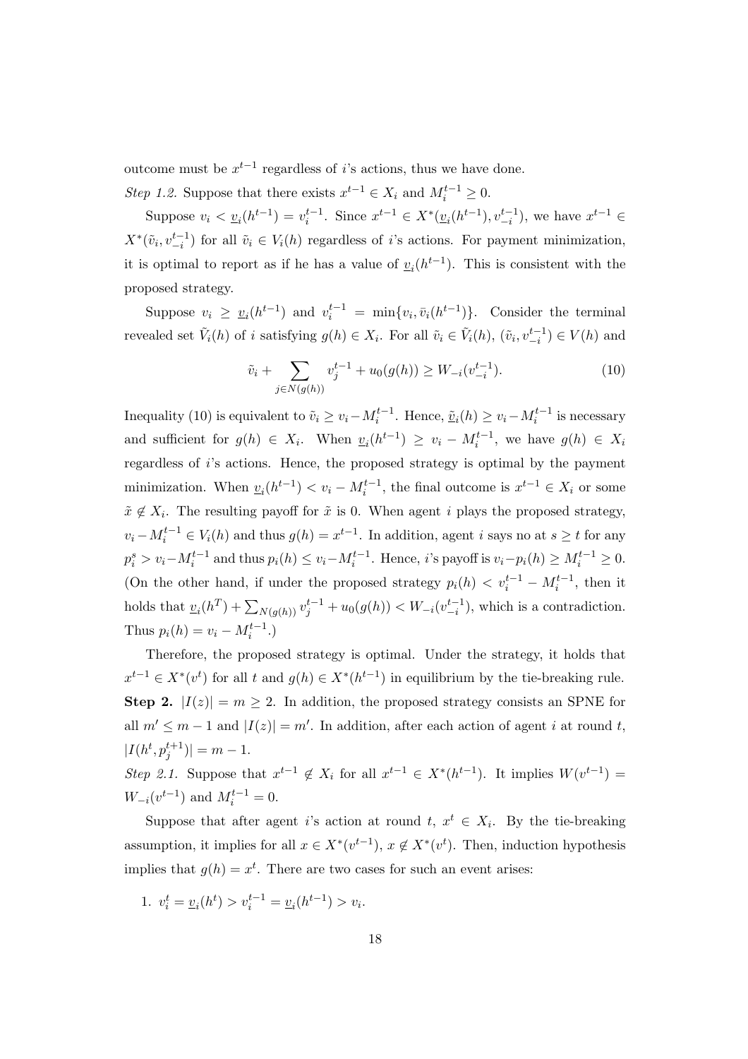outcome must be $x^{t-1}$ regardless of $i$'s actions, thus we have done.

*Step 1.2.* Suppose that there exists $x^{t-1} \in X_i$ and $M_i^{t-1} \geq 0$.

Suppose $v_i < \underline{v}_i(h^{t-1}) = v_i^{t-1}$. Since $x^{t-1} \in X^*(\underline{v}_i(h^{t-1}), v_{-i}^{t-1})$, we have $x^{t-1} \in X^*(\tilde{v}_i, v_{-i}^{t-1})$ for all $\tilde{v}_i \in V_i(h)$ regardless of $i$'s actions. For payment minimization, it is optimal to report as if he has a value of $\underline{v}_i(h^{t-1})$. This is consistent with the proposed strategy.

Suppose $v_i \geq \underline{v}_i(h^{t-1})$ and $v_i^{t-1} = \min\{v_i, \bar{v}_i(h^{t-1})\}$. Consider the terminal revealed set $\tilde{V}_i(h)$ of $i$ satisfying $g(h) \in X_i$. For all $\tilde{v}_i \in \tilde{V}_i(h)$, $(\tilde{v}_i, v_{-i}^{t-1}) \in V(h)$ and

$$\tilde{v}_i + \sum_{j \in N(g(h))} v_j^{t-1} + u_0(g(h)) \geq W_{-i}(v_{-i}^{t-1}). \tag{10}$$

Inequality (10) is equivalent to $\tilde{v}_i \geq v_i - M_i^{t-1}$. Hence, $\underline{\tilde{v}}_i(h) \geq v_i - M_i^{t-1}$ is necessary and sufficient for $g(h) \in X_i$. When $\underline{v}_i(h^{t-1}) \geq v_i - M_i^{t-1}$, we have $g(h) \in X_i$ regardless of $i$'s actions. Hence, the proposed strategy is optimal by the payment minimization. When $\underline{v}_i(h^{t-1}) < v_i - M_i^{t-1}$, the final outcome is $x^{t-1} \in X_i$ or some $\tilde{x} \notin X_i$. The resulting payoff for $\tilde{x}$ is 0. When agent $i$ plays the proposed strategy, $v_i - M_i^{t-1} \in V_i(h)$ and thus $g(h) = x^{t-1}$. In addition, agent $i$ says no at $s \geq t$ for any $p_i^s > v_i - M_i^{t-1}$ and thus $p_i(h) \leq v_i - M_i^{t-1}$. Hence, $i$'s payoff is $v_i - p_i(h) \geq M_i^{t-1} \geq 0$. (On the other hand, if under the proposed strategy $p_i(h) < v_i^{t-1} - M_i^{t-1}$, then it holds that $\underline{v}_i(h^T) + \sum_{N(g(h))} v_j^{t-1} + u_0(g(h)) < W_{-i}(v_{-i}^{t-1})$, which is a contradiction. Thus $p_i(h) = v_i - M_i^{t-1}$.)

Therefore, the proposed strategy is optimal. Under the strategy, it holds that $x^{t-1} \in X^*(v^t)$ for all $t$ and $g(h) \in X^*(h^{t-1})$ in equilibrium by the tie-breaking rule.

**Step 2.** $|I(z)| = m \geq 2$. In addition, the proposed strategy consists an SPNE for all $m' \leq m-1$ and $|I(z)| = m'$. In addition, after each action of agent $i$ at round $t$, $|I(h^t, p_j^{t+1})| = m - 1$.

*Step 2.1.* Suppose that $x^{t-1} \notin X_i$ for all $x^{t-1} \in X^*(h^{t-1})$. It implies $W(v^{t-1}) = W_{-i}(v^{t-1})$ and $M_i^{t-1} = 0$.

Suppose that after agent $i$'s action at round $t$, $x^t \in X_i$. By the tie-breaking assumption, it implies for all $x \in X^*(v^{t-1})$, $x \notin X^*(v^t)$. Then, induction hypothesis implies that $g(h) = x^t$. There are two cases for such an event arises:

1. $v_i^t = \underline{v}_i(h^t) > v_i^{t-1} = \underline{v}_i(h^{t-1}) > v_i$.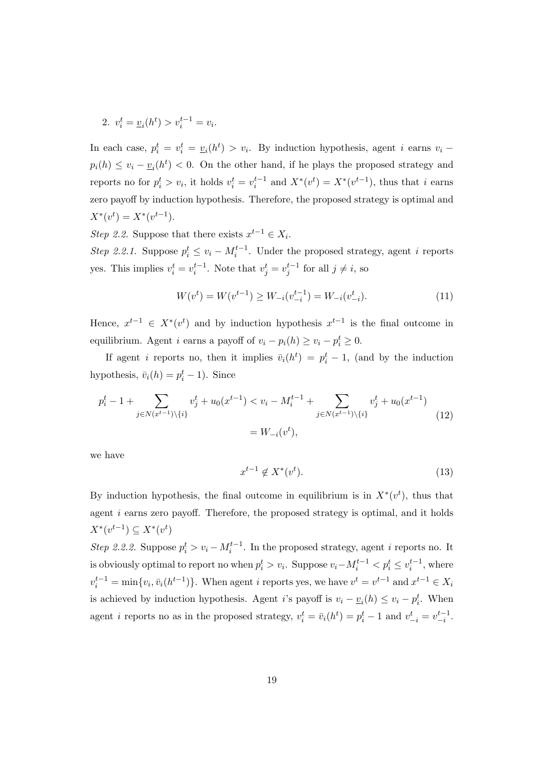2. $v_i^t = \underline{v}_i(h^t) > v_i^{t-1} = v_i$.

In each case, $p_i^t = v_i^t = \underline{v}_i(h^t) > v_i$. By induction hypothesis, agent $i$ earns $v_i - p_i(h) \leq v_i - \underline{v}_i(h^t) < 0$. On the other hand, if he plays the proposed strategy and reports no for $p_i^t > v_i$, it holds $v_i^t = v_i^{t-1}$ and $X^*(v^t) = X^*(v^{t-1})$, thus that $i$ earns zero payoff by induction hypothesis. Therefore, the proposed strategy is optimal and $X^*(v^t) = X^*(v^{t-1})$.

*Step 2.2.* Suppose that there exists $x^{t-1} \in X_i$.

*Step 2.2.1.* Suppose $p_i^t \leq v_i - M_i^{t-1}$. Under the proposed strategy, agent $i$ reports yes. This implies $v_i^t = v_i^{t-1}$. Note that $v_j^t = v_j^{t-1}$ for all $j \neq i$, so

$$W(v^t) = W(v^{t-1}) \geq W_{-i}(v_{-i}^{t-1}) = W_{-i}(v_{-i}^t). \tag{11}$$

Hence, $x^{t-1} \in X^*(v^t)$ and by induction hypothesis $x^{t-1}$ is the final outcome in equilibrium. Agent $i$ earns a payoff of $v_i - p_i(h) \geq v_i - p_i^t \geq 0$.

If agent $i$ reports no, then it implies $\bar{v}_i(h^t) = p_i^t - 1$, (and by the induction hypothesis, $\bar{v}_i(h) = p_i^t - 1$). Since

$$\begin{aligned} p_i^t - 1 + \sum_{j \in N(x^{t-1}) \setminus \{i\}} v_j^t + u_0(x^{t-1}) &< v_i - M_i^{t-1} + \sum_{j \in N(x^{t-1}) \setminus \{i\}} v_j^t + u_0(x^{t-1}) \\ &= W_{-i}(v^t), \end{aligned} \tag{12}$$

we have

$$x^{t-1} \notin X^*(v^t). \tag{13}$$

By induction hypothesis, the final outcome in equilibrium is in $X^*(v^t)$, thus that agent $i$ earns zero payoff. Therefore, the proposed strategy is optimal, and it holds $X^*(v^{t-1}) \subseteq X^*(v^t)$

*Step 2.2.2.* Suppose $p_i^t > v_i - M_i^{t-1}$. In the proposed strategy, agent $i$ reports no. It is obviously optimal to report no when $p_i^t > v_i$. Suppose $v_i - M_i^{t-1} < p_i^t \leq v_i^{t-1}$, where $v_i^{t-1} = \min\{v_i, \bar{v}_i(h^{t-1})\}$. When agent $i$ reports yes, we have $v^t = v^{t-1}$ and $x^{t-1} \in X_i$ is achieved by induction hypothesis. Agent $i$'s payoff is $v_i - \underline{v}_i(h) \leq v_i - p_i^t$. When agent $i$ reports no as in the proposed strategy, $v_i^t = \bar{v}_i(h^t) = p_i^t - 1$ and $v_{-i}^t = v_{-i}^{t-1}$.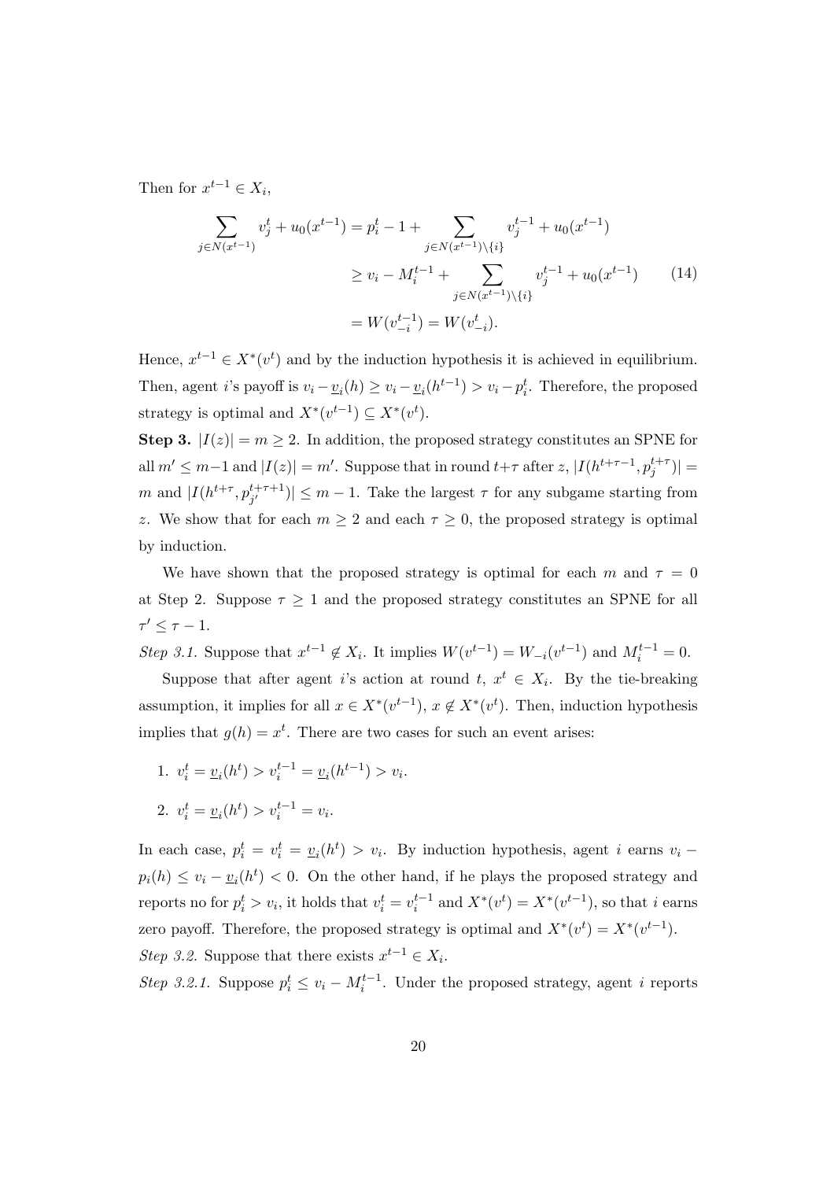Then for $x^{t-1} \in X_i$,

$$
\begin{aligned}
\sum_{j \in N(x^{t-1})} v_j^t + u_0(x^{t-1}) &= p_i^t - 1 + \sum_{j \in N(x^{t-1}) \setminus \{i\}} v_j^{t-1} + u_0(x^{t-1}) \\
&\geq v_i - M_i^{t-1} + \sum_{j \in N(x^{t-1}) \setminus \{i\}} v_j^{t-1} + u_0(x^{t-1}) \qquad (14) \\
&= W(v_{-i}^{t-1}) = W(v_{-i}^t).
\end{aligned}
$$

Hence, $x^{t-1} \in X^*(v^t)$ and by the induction hypothesis it is achieved in equilibrium. Then, agent $i$'s payoff is $v_i - \underline{v}_i(h) \geq v_i - \underline{v}_i(h^{t-1}) > v_i - p_i^t$. Therefore, the proposed strategy is optimal and $X^*(v^{t-1}) \subseteq X^*(v^t)$.

**Step 3.** $|I(z)| = m \geq 2$. In addition, the proposed strategy constitutes an SPNE for all $m' \leq m-1$ and $|I(z)| = m'$. Suppose that in round $t+\tau$ after $z$, $|I(h^{t+\tau-1}, p_j^{t+\tau})| = m$ and $|I(h^{t+\tau}, p_{j'}^{t+\tau+1})| \leq m-1$. Take the largest $\tau$ for any subgame starting from $z$. We show that for each $m \geq 2$ and each $\tau \geq 0$, the proposed strategy is optimal by induction.

We have shown that the proposed strategy is optimal for each $m$ and $\tau = 0$ at Step 2. Suppose $\tau \geq 1$ and the proposed strategy constitutes an SPNE for all $\tau' \leq \tau - 1$.

*Step 3.1.* Suppose that $x^{t-1} \notin X_i$. It implies $W(v^{t-1}) = W_{-i}(v^{t-1})$ and $M_i^{t-1} = 0$.

Suppose that after agent $i$'s action at round $t$, $x^t \in X_i$. By the tie-breaking assumption, it implies for all $x \in X^*(v^{t-1})$, $x \notin X^*(v^t)$. Then, induction hypothesis implies that $g(h) = x^t$. There are two cases for such an event arises:

1. $v_i^t = \underline{v}_i(h^t) > v_i^{t-1} = \underline{v}_i(h^{t-1}) > v_i$.
2. $v_i^t = \underline{v}_i(h^t) > v_i^{t-1} = v_i$.

In each case, $p_i^t = v_i^t = \underline{v}_i(h^t) > v_i$. By induction hypothesis, agent $i$ earns $v_i - p_i(h) \leq v_i - \underline{v}_i(h^t) < 0$. On the other hand, if he plays the proposed strategy and reports no for $p_i^t > v_i$, it holds that $v_i^t = v_i^{t-1}$ and $X^*(v^t) = X^*(v^{t-1})$, so that $i$ earns zero payoff. Therefore, the proposed strategy is optimal and $X^*(v^t) = X^*(v^{t-1})$.

*Step 3.2.* Suppose that there exists $x^{t-1} \in X_i$.

*Step 3.2.1.* Suppose $p_i^t \leq v_i - M_i^{t-1}$. Under the proposed strategy, agent $i$ reports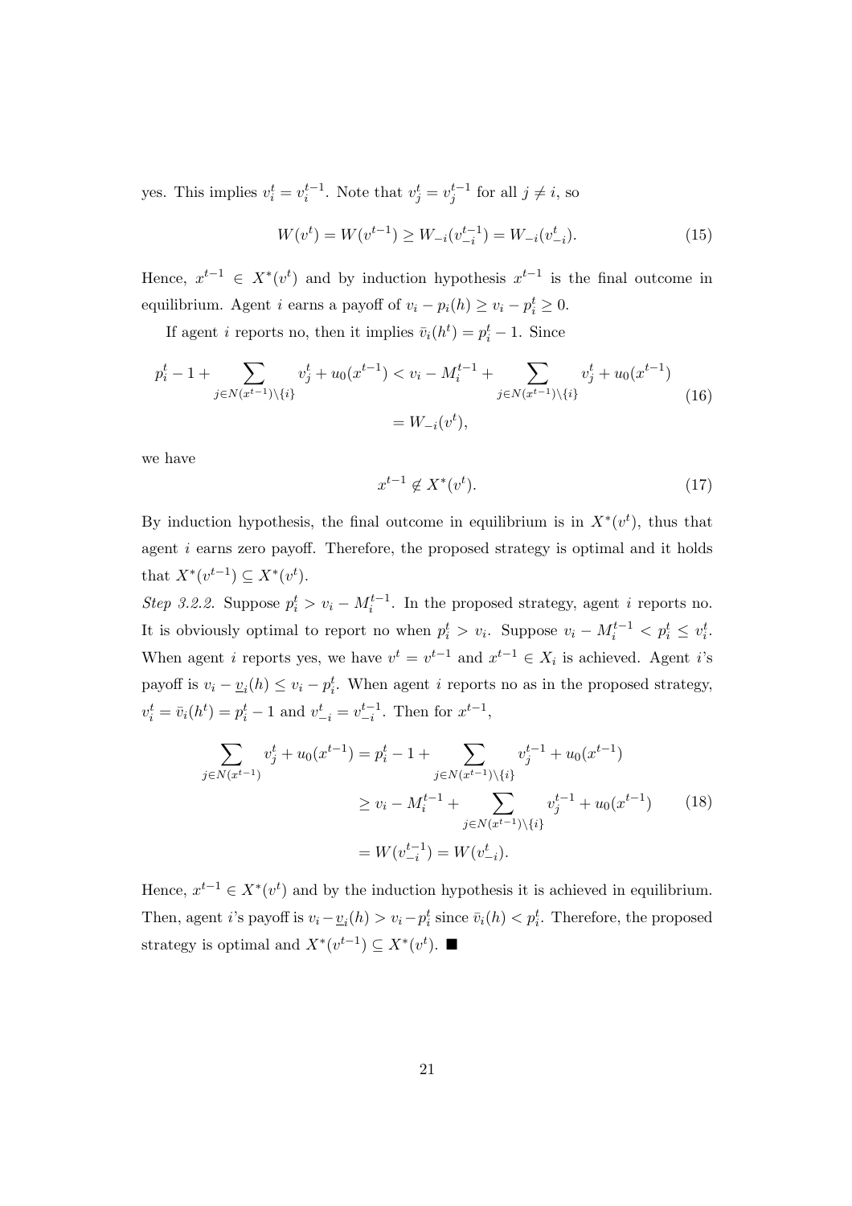yes. This implies $v_i^t = v_i^{t-1}$. Note that $v_j^t = v_j^{t-1}$ for all $j \neq i$, so

$$W(v^t) = W(v^{t-1}) \geq W_{-i}(v_{-i}^{t-1}) = W_{-i}(v_{-i}^t). \tag{15}$$

Hence, $x^{t-1} \in X^*(v^t)$ and by induction hypothesis $x^{t-1}$ is the final outcome in equilibrium. Agent $i$ earns a payoff of $v_i - p_i(h) \geq v_i - p_i^t \geq 0$.

If agent $i$ reports no, then it implies $\bar{v}_i(h^t) = p_i^t - 1$. Since

$$\begin{aligned} p_i^t - 1 + \sum_{j \in N(x^{t-1}) \setminus \{i\}} v_j^t + u_0(x^{t-1}) &< v_i - M_i^{t-1} + \sum_{j \in N(x^{t-1}) \setminus \{i\}} v_j^t + u_0(x^{t-1}) \\ &= W_{-i}(v^t), \end{aligned} \tag{16}$$

we have

$$x^{t-1} \notin X^*(v^t). \tag{17}$$

By induction hypothesis, the final outcome in equilibrium is in $X^*(v^t)$, thus that agent $i$ earns zero payoff. Therefore, the proposed strategy is optimal and it holds that $X^*(v^{t-1}) \subseteq X^*(v^t)$.

*Step 3.2.2.* Suppose $p_i^t > v_i - M_i^{t-1}$. In the proposed strategy, agent $i$ reports no. It is obviously optimal to report no when $p_i^t > v_i$. Suppose $v_i - M_i^{t-1} < p_i^t \leq v_i^t$. When agent $i$ reports yes, we have $v^t = v^{t-1}$ and $x^{t-1} \in X_i$ is achieved. Agent $i$'s payoff is $v_i - \underline{v}_i(h) \leq v_i - p_i^t$. When agent $i$ reports no as in the proposed strategy, $v_i^t = \bar{v}_i(h^t) = p_i^t - 1$ and $v_{-i}^t = v_{-i}^{t-1}$. Then for $x^{t-1}$,

$$\begin{aligned} \sum_{j \in N(x^{t-1})} v_j^t + u_0(x^{t-1}) &= p_i^t - 1 + \sum_{j \in N(x^{t-1}) \setminus \{i\}} v_j^{t-1} + u_0(x^{t-1}) \\ &\geq v_i - M_i^{t-1} + \sum_{j \in N(x^{t-1}) \setminus \{i\}} v_j^{t-1} + u_0(x^{t-1}) \\ &= W(v_{-i}^{t-1}) = W(v_{-i}^t). \end{aligned} \tag{18}$$

Hence, $x^{t-1} \in X^*(v^t)$ and by the induction hypothesis it is achieved in equilibrium. Then, agent $i$'s payoff is $v_i - \underline{v}_i(h) > v_i - p_i^t$ since $\bar{v}_i(h) < p_i^t$. Therefore, the proposed strategy is optimal and $X^*(v^{t-1}) \subseteq X^*(v^t)$. ■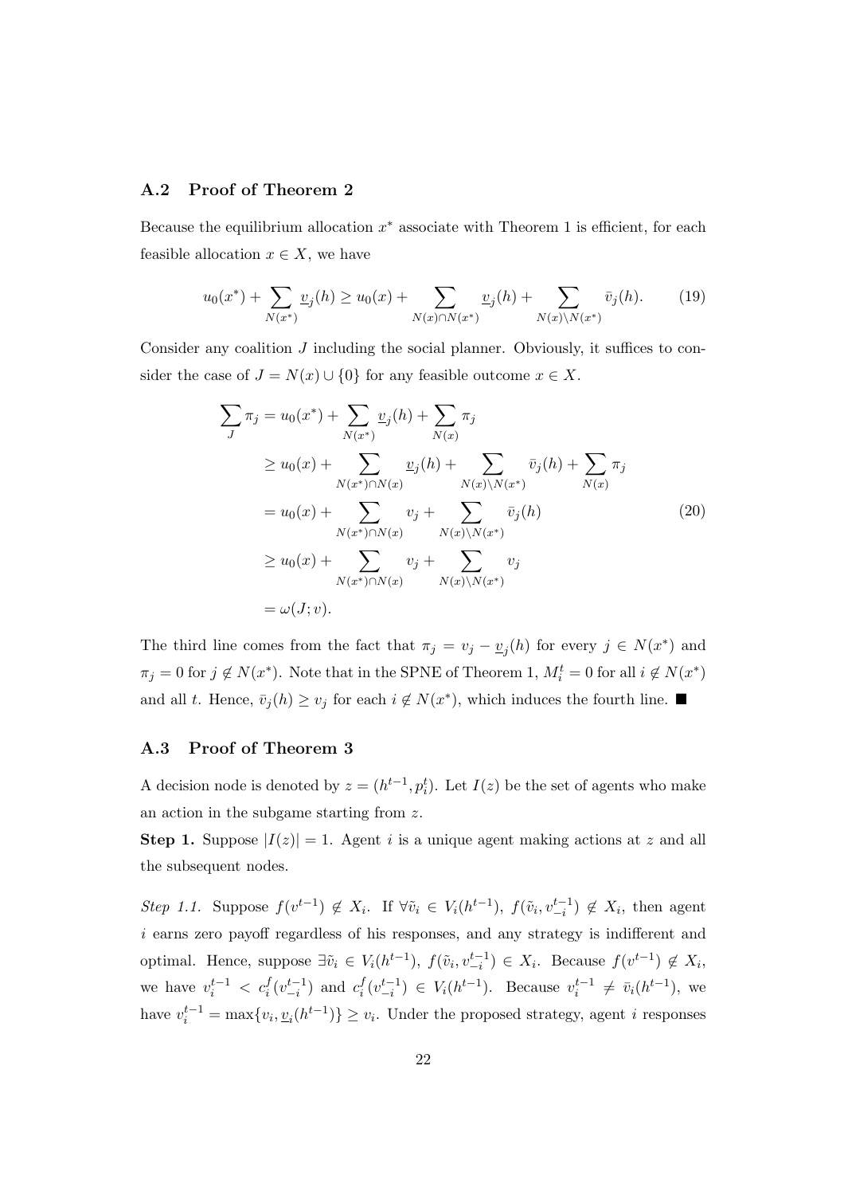### A.2 Proof of Theorem 2

Because the equilibrium allocation $x^*$ associate with Theorem 1 is efficient, for each feasible allocation $x \in X$, we have

$$u_0(x^*) + \sum_{N(x^*)} \underline{v}_j(h) \geq u_0(x) + \sum_{N(x)\cap N(x^*)} \underline{v}_j(h) + \sum_{N(x)\setminus N(x^*)} \bar{v}_j(h). \tag{19}$$

Consider any coalition $J$ including the social planner. Obviously, it suffices to consider the case of $J = N(x) \cup \{0\}$ for any feasible outcome $x \in X$.

$$\begin{aligned}
\sum_J \pi_j &= u_0(x^*) + \sum_{N(x^*)} \underline{v}_j(h) + \sum_{N(x)} \pi_j \\
&\geq u_0(x) + \sum_{N(x^*)\cap N(x)} \underline{v}_j(h) + \sum_{N(x)\setminus N(x^*)} \bar{v}_j(h) + \sum_{N(x)} \pi_j \\
&= u_0(x) + \sum_{N(x^*)\cap N(x)} v_j + \sum_{N(x)\setminus N(x^*)} \bar{v}_j(h) \\
&\geq u_0(x) + \sum_{N(x^*)\cap N(x)} v_j + \sum_{N(x)\setminus N(x^*)} v_j \\
&= \omega(J; v).
\end{aligned} \tag{20}$$

The third line comes from the fact that $\pi_j = v_j - \underline{v}_j(h)$ for every $j \in N(x^*)$ and $\pi_j = 0$ for $j \notin N(x^*)$. Note that in the SPNE of Theorem 1, $M_i^t = 0$ for all $i \notin N(x^*)$ and all $t$. Hence, $\bar{v}_j(h) \geq v_j$ for each $i \notin N(x^*)$, which induces the fourth line. ■

### A.3 Proof of Theorem 3

A decision node is denoted by $z = (h^{t-1}, p_i^t)$. Let $I(z)$ be the set of agents who make an action in the subgame starting from $z$.

**Step 1.** Suppose $|I(z)| = 1$. Agent $i$ is a unique agent making actions at $z$ and all the subsequent nodes.

*Step 1.1.* Suppose $f(v^{t-1}) \notin X_i$. If $\forall \tilde{v}_i \in V_i(h^{t-1})$, $f(\tilde{v}_i, v_{-i}^{t-1}) \notin X_i$, then agent $i$ earns zero payoff regardless of his responses, and any strategy is indifferent and optimal. Hence, suppose $\exists \tilde{v}_i \in V_i(h^{t-1})$, $f(\tilde{v}_i, v_{-i}^{t-1}) \in X_i$. Because $f(v^{t-1}) \notin X_i$, we have $v_i^{t-1} < c_i^f(v_{-i}^{t-1})$ and $c_i^f(v_{-i}^{t-1}) \in V_i(h^{t-1})$. Because $v_i^{t-1} \neq \bar{v}_i(h^{t-1})$, we have $v_i^{t-1} = \max\{v_i, \underline{v}_i(h^{t-1})\} \geq v_i$. Under the proposed strategy, agent $i$ responses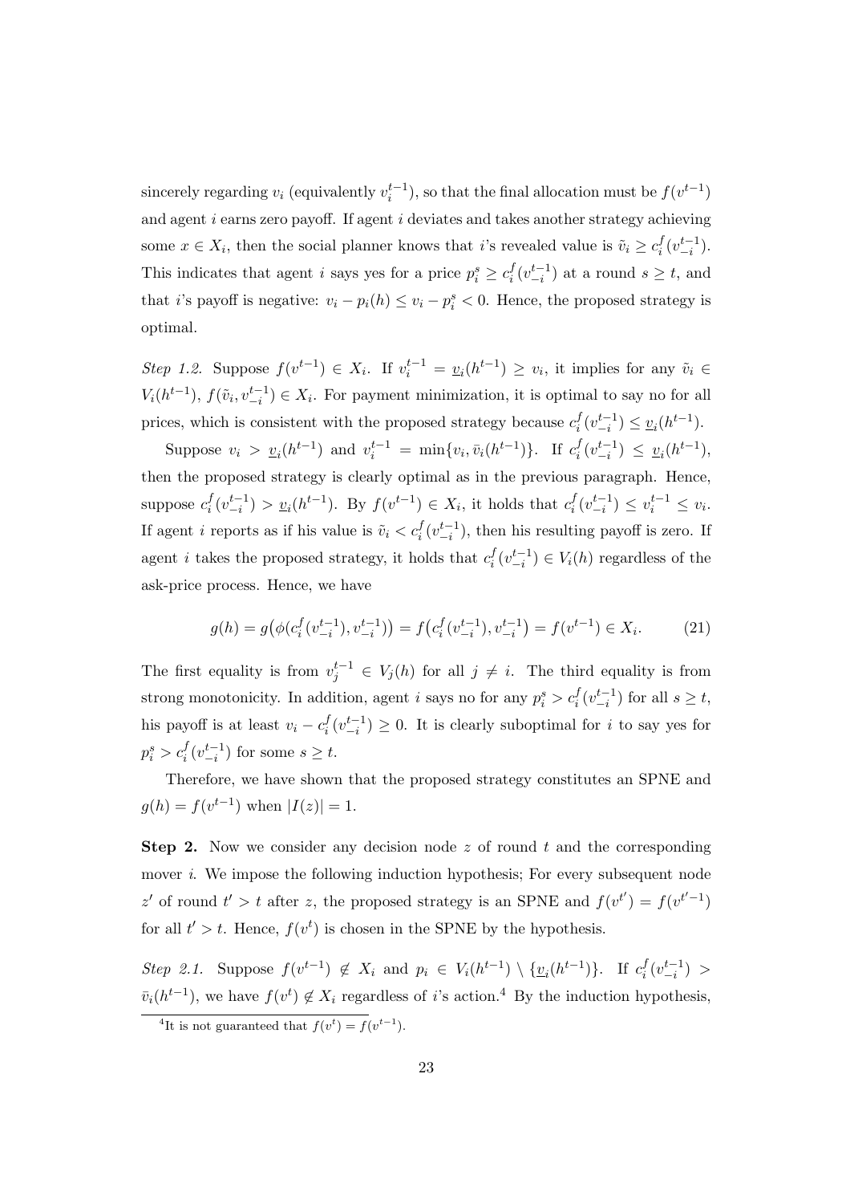sincerely regarding $v_i$ (equivalently $v_i^{t-1}$), so that the final allocation must be $f(v^{t-1})$ and agent $i$ earns zero payoff. If agent $i$ deviates and takes another strategy achieving some $x \in X_i$, then the social planner knows that $i$'s revealed value is $\tilde{v}_i \geq c_i^f(v_{-i}^{t-1})$. This indicates that agent $i$ says yes for a price $p_i^s \geq c_i^f(v_{-i}^{t-1})$ at a round $s \geq t$, and that $i$'s payoff is negative: $v_i - p_i(h) \leq v_i - p_i^s < 0$. Hence, the proposed strategy is optimal.

*Step 1.2.* Suppose $f(v^{t-1}) \in X_i$. If $v_i^{t-1} = \underline{v}_i(h^{t-1}) \geq v_i$, it implies for any $\tilde{v}_i \in V_i(h^{t-1})$, $f(\tilde{v}_i, v_{-i}^{t-1}) \in X_i$. For payment minimization, it is optimal to say no for all prices, which is consistent with the proposed strategy because $c_i^f(v_{-i}^{t-1}) \leq \underline{v}_i(h^{t-1})$.

Suppose $v_i > \underline{v}_i(h^{t-1})$ and $v_i^{t-1} = \min\{v_i, \bar{v}_i(h^{t-1})\}$. If $c_i^f(v_{-i}^{t-1}) \leq \underline{v}_i(h^{t-1})$, then the proposed strategy is clearly optimal as in the previous paragraph. Hence, suppose $c_i^f(v_{-i}^{t-1}) > \underline{v}_i(h^{t-1})$. By $f(v^{t-1}) \in X_i$, it holds that $c_i^f(v_{-i}^{t-1}) \leq v_i^{t-1} \leq v_i$. If agent $i$ reports as if his value is $\tilde{v}_i < c_i^f(v_{-i}^{t-1})$, then his resulting payoff is zero. If agent $i$ takes the proposed strategy, it holds that $c_i^f(v_{-i}^{t-1}) \in V_i(h)$ regardless of the ask-price process. Hence, we have

$$g(h) = g\big(\phi(c_i^f(v_{-i}^{t-1}), v_{-i}^{t-1})\big) = f\big(c_i^f(v_{-i}^{t-1}), v_{-i}^{t-1}\big) = f(v^{t-1}) \in X_i. \tag{21}$$

The first equality is from $v_j^{t-1} \in V_j(h)$ for all $j \neq i$. The third equality is from strong monotonicity. In addition, agent $i$ says no for any $p_i^s > c_i^f(v_{-i}^{t-1})$ for all $s \geq t$, his payoff is at least $v_i - c_i^f(v_{-i}^{t-1}) \geq 0$. It is clearly suboptimal for $i$ to say yes for $p_i^s > c_i^f(v_{-i}^{t-1})$ for some $s \geq t$.

Therefore, we have shown that the proposed strategy constitutes an SPNE and $g(h) = f(v^{t-1})$ when $|I(z)| = 1$.

**Step 2.** Now we consider any decision node $z$ of round $t$ and the corresponding mover $i$. We impose the following induction hypothesis; For every subsequent node $z'$ of round $t' > t$ after $z$, the proposed strategy is an SPNE and $f(v^{t'}) = f(v^{t'-1})$ for all $t' > t$. Hence, $f(v^t)$ is chosen in the SPNE by the hypothesis.

*Step 2.1.* Suppose $f(v^{t-1}) \notin X_i$ and $p_i \in V_i(h^{t-1}) \setminus \{\underline{v}_i(h^{t-1})\}$. If $c_i^f(v_{-i}^{t-1}) > \bar{v}_i(h^{t-1})$, we have $f(v^t) \notin X_i$ regardless of $i$'s action.[4] By the induction hypothesis,

[4] It is not guaranteed that $f(v^t) = f(v^{t-1})$.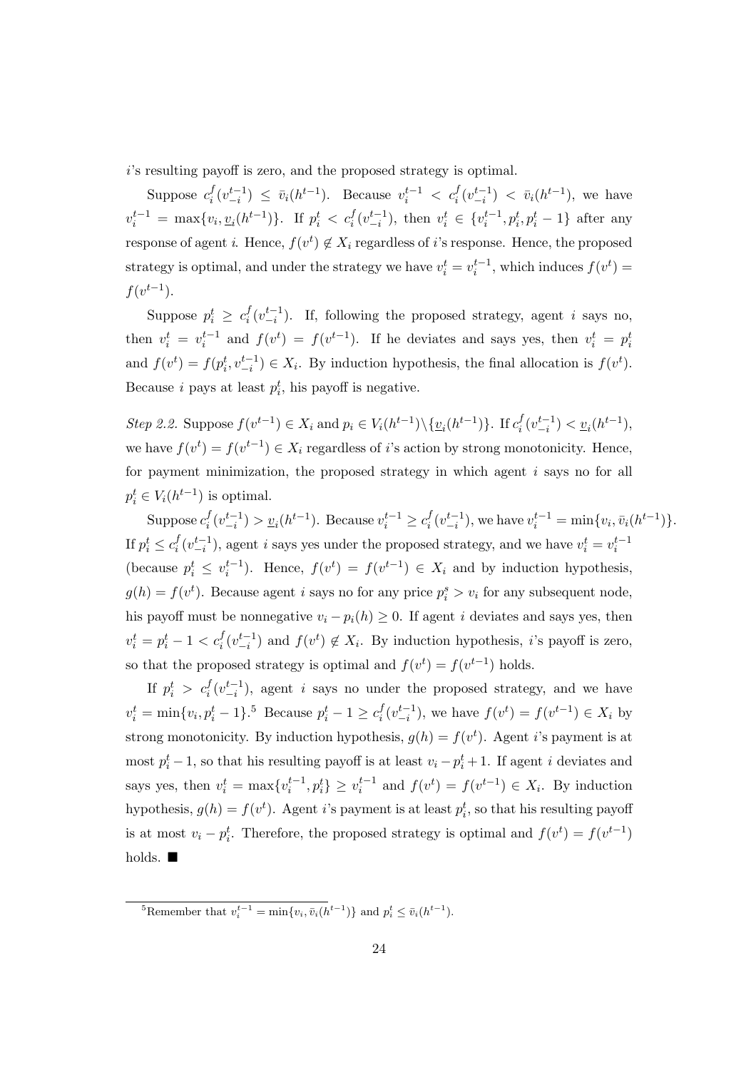$i$'s resulting payoff is zero, and the proposed strategy is optimal.

Suppose $c_i^f(v_{-i}^{t-1}) \leq \bar{v}_i(h^{t-1})$. Because $v_i^{t-1} < c_i^f(v_{-i}^{t-1}) < \bar{v}_i(h^{t-1})$, we have $v_i^{t-1} = \max\{v_i, \underline{v}_i(h^{t-1})\}$. If $p_i^t < c_i^f(v_{-i}^{t-1})$, then $v_i^t \in \{v_i^{t-1}, p_i^t, p_i^t - 1\}$ after any response of agent $i$. Hence, $f(v^t) \notin X_i$ regardless of $i$'s response. Hence, the proposed strategy is optimal, and under the strategy we have $v_i^t = v_i^{t-1}$, which induces $f(v^t) = f(v^{t-1})$.

Suppose $p_i^t \geq c_i^f(v_{-i}^{t-1})$. If, following the proposed strategy, agent $i$ says no, then $v_i^t = v_i^{t-1}$ and $f(v^t) = f(v^{t-1})$. If he deviates and says yes, then $v_i^t = p_i^t$ and $f(v^t) = f(p_i^t, v_{-i}^{t-1}) \in X_i$. By induction hypothesis, the final allocation is $f(v^t)$. Because $i$ pays at least $p_i^t$, his payoff is negative.

*Step 2.2.* Suppose $f(v^{t-1}) \in X_i$ and $p_i \in V_i(h^{t-1}) \backslash \{\underline{v}_i(h^{t-1})\}$. If $c_i^f(v_{-i}^{t-1}) < \underline{v}_i(h^{t-1})$, we have $f(v^t) = f(v^{t-1}) \in X_i$ regardless of $i$'s action by strong monotonicity. Hence, for payment minimization, the proposed strategy in which agent $i$ says no for all $p_i^t \in V_i(h^{t-1})$ is optimal.

Suppose $c_i^f(v_{-i}^{t-1}) > \underline{v}_i(h^{t-1})$. Because $v_i^{t-1} \geq c_i^f(v_{-i}^{t-1})$, we have $v_i^{t-1} = \min\{v_i, \bar{v}_i(h^{t-1})\}$. If $p_i^t \leq c_i^f(v_{-i}^{t-1})$, agent $i$ says yes under the proposed strategy, and we have $v_i^t = v_i^{t-1}$ (because $p_i^t \leq v_i^{t-1}$). Hence, $f(v^t) = f(v^{t-1}) \in X_i$ and by induction hypothesis, $g(h) = f(v^t)$. Because agent $i$ says no for any price $p_i^s > v_i$ for any subsequent node, his payoff must be nonnegative $v_i - p_i(h) \geq 0$. If agent $i$ deviates and says yes, then $v_i^t = p_i^t - 1 < c_i^f(v_{-i}^{t-1})$ and $f(v^t) \notin X_i$. By induction hypothesis, $i$'s payoff is zero, so that the proposed strategy is optimal and $f(v^t) = f(v^{t-1})$ holds.

If $p_i^t > c_i^f(v_{-i}^{t-1})$, agent $i$ says no under the proposed strategy, and we have $v_i^t = \min\{v_i, p_i^t - 1\}$.[5] Because $p_i^t - 1 \geq c_i^f(v_{-i}^{t-1})$, we have $f(v^t) = f(v^{t-1}) \in X_i$ by strong monotonicity. By induction hypothesis, $g(h) = f(v^t)$. Agent $i$'s payment is at most $p_i^t - 1$, so that his resulting payoff is at least $v_i - p_i^t + 1$. If agent $i$ deviates and says yes, then $v_i^t = \max\{v_i^{t-1}, p_i^t\} \geq v_i^{t-1}$ and $f(v^t) = f(v^{t-1}) \in X_i$. By induction hypothesis, $g(h) = f(v^t)$. Agent $i$'s payment is at least $p_i^t$, so that his resulting payoff is at most $v_i - p_i^t$. Therefore, the proposed strategy is optimal and $f(v^t) = f(v^{t-1})$ holds. ■

[5] Remember that $v_i^{t-1} = \min\{v_i, \bar{v}_i(h^{t-1})\}$ and $p_i^t \leq \bar{v}_i(h^{t-1})$.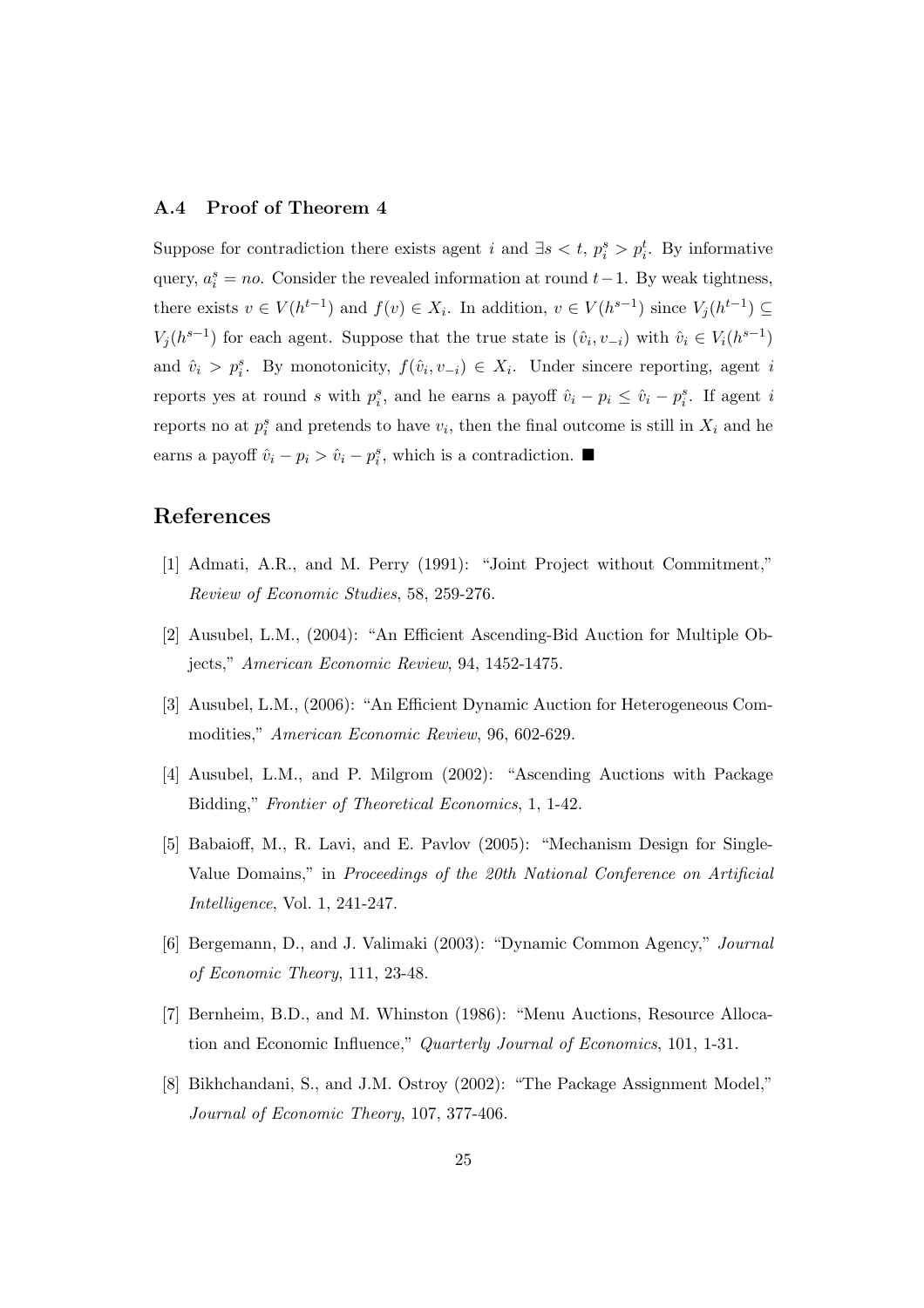### A.4 Proof of Theorem 4

Suppose for contradiction there exists agent $i$ and $\exists s < t$, $p_i^s > p_i^t$. By informative query, $a_i^s = no$. Consider the revealed information at round $t-1$. By weak tightness, there exists $v \in V(h^{t-1})$ and $f(v) \in X_i$. In addition, $v \in V(h^{s-1})$ since $V_j(h^{t-1}) \subseteq V_j(h^{s-1})$ for each agent. Suppose that the true state is $(\hat{v}_i, v_{-i})$ with $\hat{v}_i \in V_i(h^{s-1})$ and $\hat{v}_i > p_i^s$. By monotonicity, $f(\hat{v}_i, v_{-i}) \in X_i$. Under sincere reporting, agent $i$ reports yes at round $s$ with $p_i^s$, and he earns a payoff $\hat{v}_i - p_i \leq \hat{v}_i - p_i^s$. If agent $i$ reports no at $p_i^s$ and pretends to have $v_i$, then the final outcome is still in $X_i$ and he earns a payoff $\hat{v}_i - p_i > \hat{v}_i - p_i^s$, which is a contradiction. ■

## References

[1] Admati, A.R., and M. Perry (1991): "Joint Project without Commitment," *Review of Economic Studies*, 58, 259-276.

[2] Ausubel, L.M., (2004): "An Efficient Ascending-Bid Auction for Multiple Objects," *American Economic Review*, 94, 1452-1475.

[3] Ausubel, L.M., (2006): "An Efficient Dynamic Auction for Heterogeneous Commodities," *American Economic Review*, 96, 602-629.

[4] Ausubel, L.M., and P. Milgrom (2002): "Ascending Auctions with Package Bidding," *Frontier of Theoretical Economics*, 1, 1-42.

[5] Babaioff, M., R. Lavi, and E. Pavlov (2005): "Mechanism Design for Single-Value Domains," in *Proceedings of the 20th National Conference on Artificial Intelligence*, Vol. 1, 241-247.

[6] Bergemann, D., and J. Valimaki (2003): "Dynamic Common Agency," *Journal of Economic Theory*, 111, 23-48.

[7] Bernheim, B.D., and M. Whinston (1986): "Menu Auctions, Resource Allocation and Economic Influence," *Quarterly Journal of Economics*, 101, 1-31.

[8] Bikhchandani, S., and J.M. Ostroy (2002): "The Package Assignment Model," *Journal of Economic Theory*, 107, 377-406.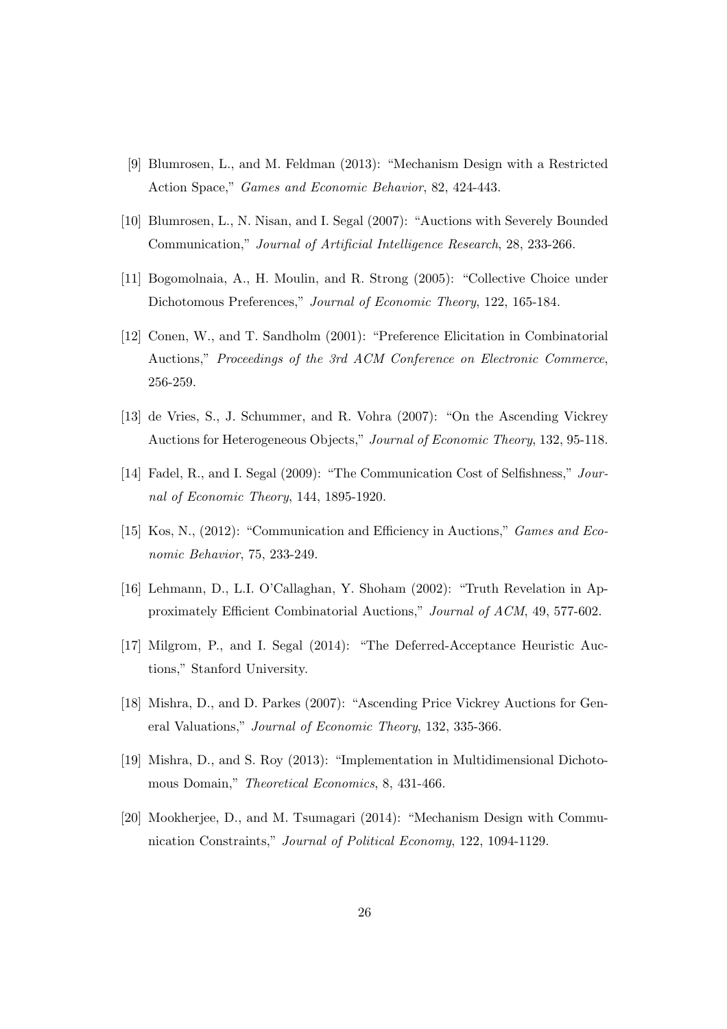[9] Blumrosen, L., and M. Feldman (2013): "Mechanism Design with a Restricted Action Space," *Games and Economic Behavior*, 82, 424-443.

[10] Blumrosen, L., N. Nisan, and I. Segal (2007): "Auctions with Severely Bounded Communication," *Journal of Artificial Intelligence Research*, 28, 233-266.

[11] Bogomolnaia, A., H. Moulin, and R. Strong (2005): "Collective Choice under Dichotomous Preferences," *Journal of Economic Theory*, 122, 165-184.

[12] Conen, W., and T. Sandholm (2001): "Preference Elicitation in Combinatorial Auctions," *Proceedings of the 3rd ACM Conference on Electronic Commerce*, 256-259.

[13] de Vries, S., J. Schummer, and R. Vohra (2007): "On the Ascending Vickrey Auctions for Heterogeneous Objects," *Journal of Economic Theory*, 132, 95-118.

[14] Fadel, R., and I. Segal (2009): "The Communication Cost of Selfishness," *Journal of Economic Theory*, 144, 1895-1920.

[15] Kos, N., (2012): "Communication and Efficiency in Auctions," *Games and Economic Behavior*, 75, 233-249.

[16] Lehmann, D., L.I. O'Callaghan, Y. Shoham (2002): "Truth Revelation in Approximately Efficient Combinatorial Auctions," *Journal of ACM*, 49, 577-602.

[17] Milgrom, P., and I. Segal (2014): "The Deferred-Acceptance Heuristic Auctions," Stanford University.

[18] Mishra, D., and D. Parkes (2007): "Ascending Price Vickrey Auctions for General Valuations," *Journal of Economic Theory*, 132, 335-366.

[19] Mishra, D., and S. Roy (2013): "Implementation in Multidimensional Dichotomous Domain," *Theoretical Economics*, 8, 431-466.

[20] Mookherjee, D., and M. Tsumagari (2014): "Mechanism Design with Communication Constraints," *Journal of Political Economy*, 122, 1094-1129.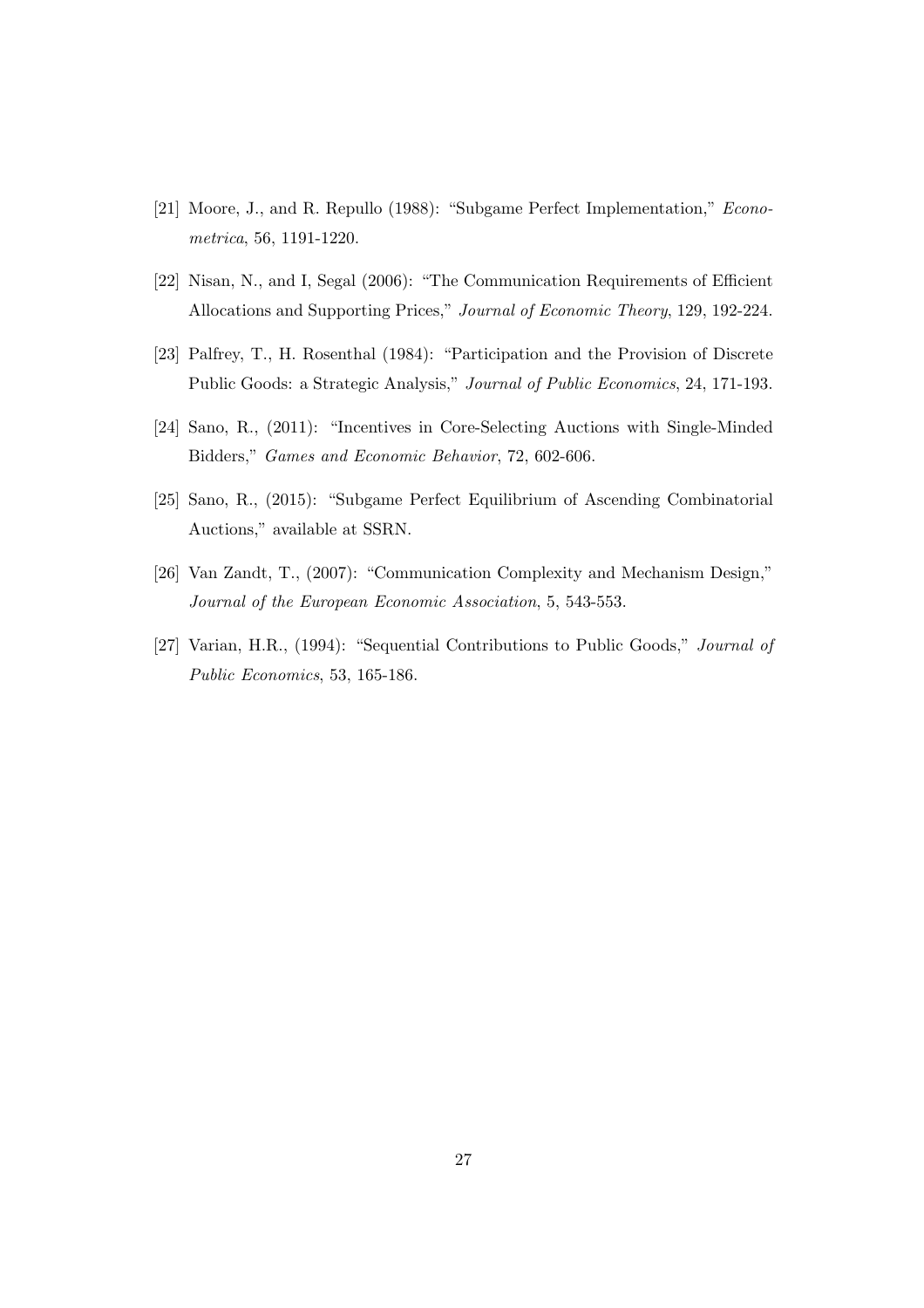[21] Moore, J., and R. Repullo (1988): "Subgame Perfect Implementation," *Econometrica*, 56, 1191-1220.

[22] Nisan, N., and I, Segal (2006): "The Communication Requirements of Efficient Allocations and Supporting Prices," *Journal of Economic Theory*, 129, 192-224.

[23] Palfrey, T., H. Rosenthal (1984): "Participation and the Provision of Discrete Public Goods: a Strategic Analysis," *Journal of Public Economics*, 24, 171-193.

[24] Sano, R., (2011): "Incentives in Core-Selecting Auctions with Single-Minded Bidders," *Games and Economic Behavior*, 72, 602-606.

[25] Sano, R., (2015): "Subgame Perfect Equilibrium of Ascending Combinatorial Auctions," available at SSRN.

[26] Van Zandt, T., (2007): "Communication Complexity and Mechanism Design," *Journal of the European Economic Association*, 5, 543-553.

[27] Varian, H.R., (1994): "Sequential Contributions to Public Goods," *Journal of Public Economics*, 53, 165-186.